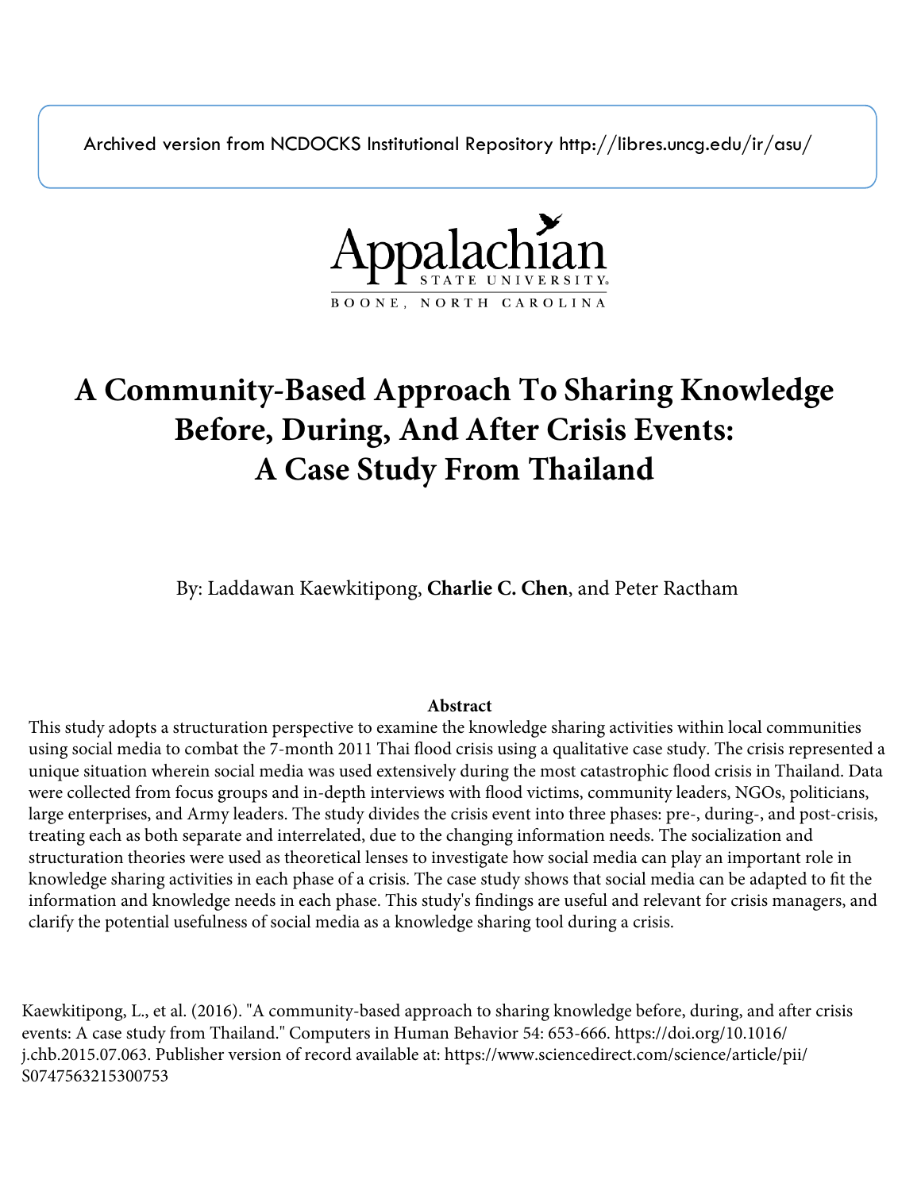Archived version from NCDOCKS Institutional Repository http://libres.uncg.edu/ir/asu/

Appalachian State University
BOONE, NORTH CAROLINA

# A Community-Based Approach To Sharing Knowledge Before, During, And After Crisis Events: A Case Study From Thailand

By: Laddawan Kaewkitipong, **Charlie C. Chen**, and Peter Ractham

**Abstract**

This study adopts a structuration perspective to examine the knowledge sharing activities within local communities using social media to combat the 7-month 2011 Thai flood crisis using a qualitative case study. The crisis represented a unique situation wherein social media was used extensively during the most catastrophic flood crisis in Thailand. Data were collected from focus groups and in-depth interviews with flood victims, community leaders, NGOs, politicians, large enterprises, and Army leaders. The study divides the crisis event into three phases: pre-, during-, and post-crisis, treating each as both separate and interrelated, due to the changing information needs. The socialization and structuration theories were used as theoretical lenses to investigate how social media can play an important role in knowledge sharing activities in each phase of a crisis. The case study shows that social media can be adapted to fit the information and knowledge needs in each phase. This study's findings are useful and relevant for crisis managers, and clarify the potential usefulness of social media as a knowledge sharing tool during a crisis.

Kaewkitipong, L., et al. (2016). "A community-based approach to sharing knowledge before, during, and after crisis events: A case study from Thailand." Computers in Human Behavior 54: 653-666. https://doi.org/10.1016/j.chb.2015.07.063. Publisher version of record available at: https://www.sciencedirect.com/science/article/pii/S0747563215300753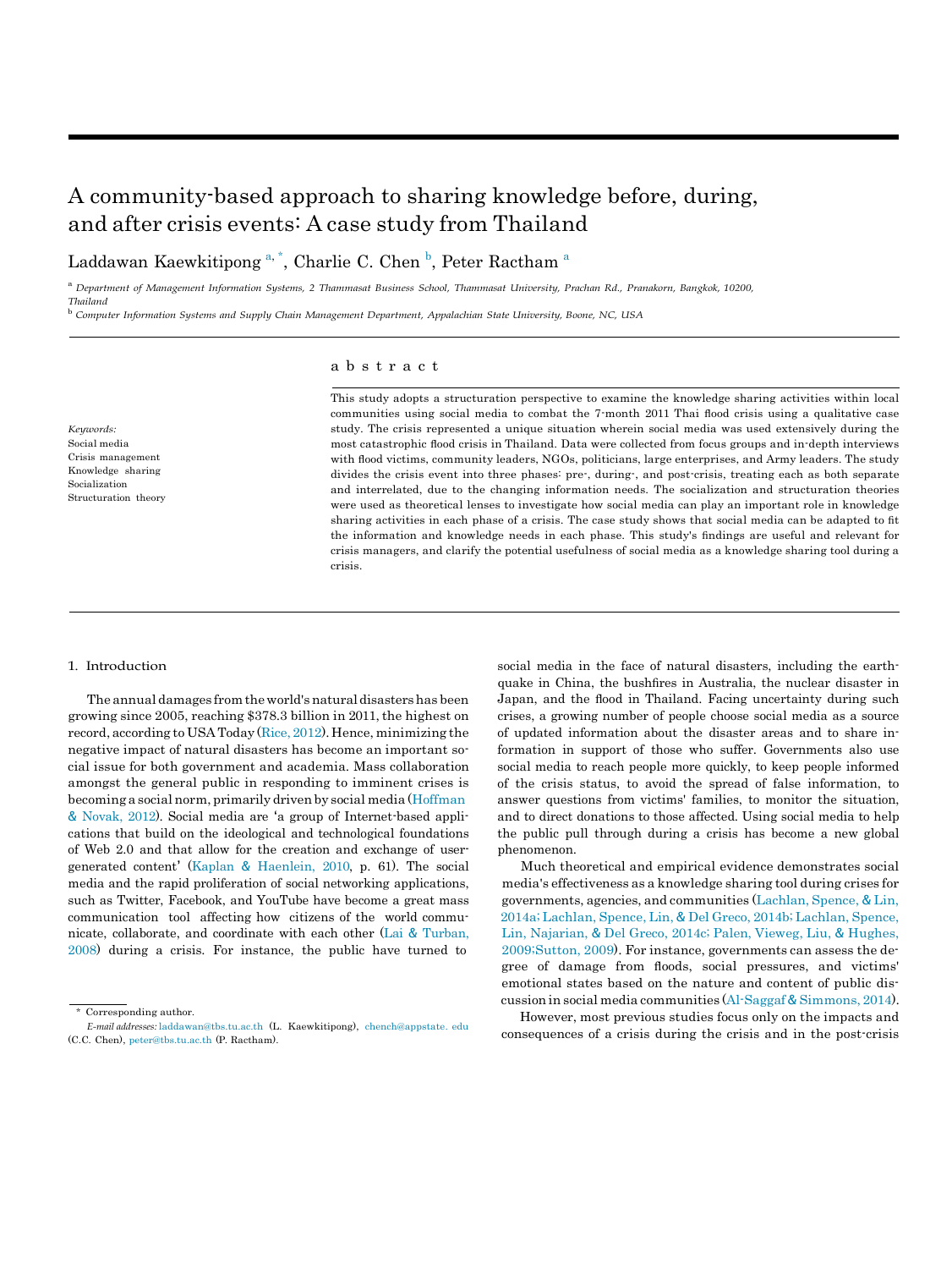# A community-based approach to sharing knowledge before, during, and after crisis events: A case study from Thailand

Laddawan Kaewkitipong [a,*], Charlie C. Chen [b], Peter Ractham [a]

[a] Department of Management Information Systems, 2 Thammasat Business School, Thammasat University, Prachan Rd., Pranakorn, Bangkok, 10200, Thailand

[b] Computer Information Systems and Supply Chain Management Department, Appalachian State University, Boone, NC, USA

**Keywords:**
Social media
Crisis management
Knowledge sharing
Socialization
Structuration theory

## abstract

This study adopts a structuration perspective to examine the knowledge sharing activities within local communities using social media to combat the 7-month 2011 Thai flood crisis using a qualitative case study. The crisis represented a unique situation wherein social media was used extensively during the most catastrophic flood crisis in Thailand. Data were collected from focus groups and in-depth interviews with flood victims, community leaders, NGOs, politicians, large enterprises, and Army leaders. The study divides the crisis event into three phases: pre-, during-, and post-crisis, treating each as both separate and interrelated, due to the changing information needs. The socialization and structuration theories were used as theoretical lenses to investigate how social media can play an important role in knowledge sharing activities in each phase of a crisis. The case study shows that social media can be adapted to fit the information and knowledge needs in each phase. This study's findings are useful and relevant for crisis managers, and clarify the potential usefulness of social media as a knowledge sharing tool during a crisis.

## 1. Introduction

The annual damages from the world's natural disasters has been growing since 2005, reaching $378.3 billion in 2011, the highest on record, according to USA Today (Rice, 2012). Hence, minimizing the negative impact of natural disasters has become an important social issue for both government and academia. Mass collaboration amongst the general public in responding to imminent crises is becoming a social norm, primarily driven by social media (Hoffman & Novak, 2012). Social media are 'a group of Internet-based applications that build on the ideological and technological foundations of Web 2.0 and that allow for the creation and exchange of user-generated content' (Kaplan & Haenlein, 2010, p. 61). The social media and the rapid proliferation of social networking applications, such as Twitter, Facebook, and YouTube have become a great mass communication tool affecting how citizens of the world communicate, collaborate, and coordinate with each other (Lai & Turban, 2008) during a crisis. For instance, the public have turned to social media in the face of natural disasters, including the earthquake in China, the bushfires in Australia, the nuclear disaster in Japan, and the flood in Thailand. Facing uncertainty during such crises, a growing number of people choose social media as a source of updated information about the disaster areas and to share information in support of those who suffer. Governments also use social media to reach people more quickly, to keep people informed of the crisis status, to avoid the spread of false information, to answer questions from victims' families, to monitor the situation, and to direct donations to those affected. Using social media to help the public pull through during a crisis has become a new global phenomenon.

Much theoretical and empirical evidence demonstrates social media's effectiveness as a knowledge sharing tool during crises for governments, agencies, and communities (Lachlan, Spence, & Lin, 2014a; Lachlan, Spence, Lin, & Del Greco, 2014b; Lachlan, Spence, Lin, Najarian, & Del Greco, 2014c; Palen, Vieweg, Liu, & Hughes, 2009;Sutton, 2009). For instance, governments can assess the degree of damage from floods, social pressures, and victims' emotional states based on the nature and content of public discussion in social media communities (Al-Saggaf & Simmons, 2014).

However, most previous studies focus only on the impacts and consequences of a crisis during the crisis and in the post-crisis

\* Corresponding author.
*E-mail addresses:* laddawan@tbs.tu.ac.th (L. Kaewkitipong), chench@appstate. edu (C.C. Chen), peter@tbs.tu.ac.th (P. Ractham).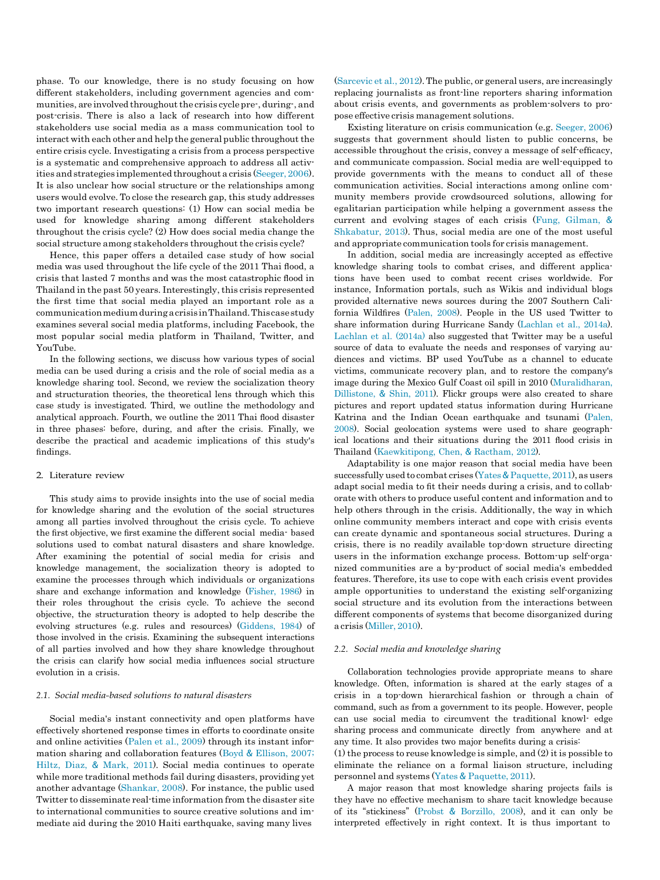phase. To our knowledge, there is no study focusing on how different stakeholders, including government agencies and communities, are involved throughout the crisis cycle pre-, during-, and post-crisis. There is also a lack of research into how different stakeholders use social media as a mass communication tool to interact with each other and help the general public throughout the entire crisis cycle. Investigating a crisis from a process perspective is a systematic and comprehensive approach to address all activities and strategies implemented throughout a crisis (Seeger, 2006). It is also unclear how social structure or the relationships among users would evolve. To close the research gap, this study addresses two important research questions: (1) How can social media be used for knowledge sharing among different stakeholders throughout the crisis cycle? (2) How does social media change the social structure among stakeholders throughout the crisis cycle?

Hence, this paper offers a detailed case study of how social media was used throughout the life cycle of the 2011 Thai flood, a crisis that lasted 7 months and was the most catastrophic flood in Thailand in the past 50 years. Interestingly, this crisis represented the first time that social media played an important role as a communication medium during a crisis in Thailand. This case study examines several social media platforms, including Facebook, the most popular social media platform in Thailand, Twitter, and YouTube.

In the following sections, we discuss how various types of social media can be used during a crisis and the role of social media as a knowledge sharing tool. Second, we review the socialization theory and structuration theories, the theoretical lens through which this case study is investigated. Third, we outline the methodology and analytical approach. Fourth, we outline the 2011 Thai flood disaster in three phases: before, during, and after the crisis. Finally, we describe the practical and academic implications of this study's findings.

## 2. Literature review

This study aims to provide insights into the use of social media for knowledge sharing and the evolution of the social structures among all parties involved throughout the crisis cycle. To achieve the first objective, we first examine the different social media- based solutions used to combat natural disasters and share knowledge. After examining the potential of social media for crisis and knowledge management, the socialization theory is adopted to examine the processes through which individuals or organizations share and exchange information and knowledge (Fisher, 1986) in their roles throughout the crisis cycle. To achieve the second objective, the structuration theory is adopted to help describe the evolving structures (e.g. rules and resources) (Giddens, 1984) of those involved in the crisis. Examining the subsequent interactions of all parties involved and how they share knowledge throughout the crisis can clarify how social media influences social structure evolution in a crisis.

### *2.1. Social media-based solutions to natural disasters*

Social media's instant connectivity and open platforms have effectively shortened response times in efforts to coordinate onsite and online activities (Palen et al., 2009) through its instant information sharing and collaboration features (Boyd & Ellison, 2007; Hiltz, Diaz, & Mark, 2011). Social media continues to operate while more traditional methods fail during disasters, providing yet another advantage (Shankar, 2008). For instance, the public used Twitter to disseminate real-time information from the disaster site to international communities to source creative solutions and immediate aid during the 2010 Haiti earthquake, saving many lives (Sarcevic et al., 2012). The public, or general users, are increasingly replacing journalists as front-line reporters sharing information about crisis events, and governments as problem-solvers to propose effective crisis management solutions.

Existing literature on crisis communication (e.g. Seeger, 2006) suggests that government should listen to public concerns, be accessible throughout the crisis, convey a message of self-efficacy, and communicate compassion. Social media are well-equipped to provide governments with the means to conduct all of these communication activities. Social interactions among online community members provide crowdsourced solutions, allowing for egalitarian participation while helping a government assess the current and evolving stages of each crisis (Fung, Gilman, & Shkabatur, 2013). Thus, social media are one of the most useful and appropriate communication tools for crisis management.

In addition, social media are increasingly accepted as effective knowledge sharing tools to combat crises, and different applications have been used to combat recent crises worldwide. For instance, Information portals, such as Wikis and individual blogs provided alternative news sources during the 2007 Southern California Wildfires (Palen, 2008). People in the US used Twitter to share information during Hurricane Sandy (Lachlan et al., 2014a). Lachlan et al. (2014a) also suggested that Twitter may be a useful source of data to evaluate the needs and responses of varying audiences and victims. BP used YouTube as a channel to educate victims, communicate recovery plan, and to restore the company's image during the Mexico Gulf Coast oil spill in 2010 (Muralidharan, Dillistone, & Shin, 2011). Flickr groups were also created to share pictures and report updated status information during Hurricane Katrina and the Indian Ocean earthquake and tsunami (Palen, 2008). Social geolocation systems were used to share geographical locations and their situations during the 2011 flood crisis in Thailand (Kaewkitipong, Chen, & Ractham, 2012).

Adaptability is one major reason that social media have been successfully used to combat crises (Yates & Paquette, 2011), as users adapt social media to fit their needs during a crisis, and to collaborate with others to produce useful content and information and to help others through in the crisis. Additionally, the way in which online community members interact and cope with crisis events can create dynamic and spontaneous social structures. During a crisis, there is no readily available top-down structure directing users in the information exchange process. Bottom-up self-organized communities are a by-product of social media's embedded features. Therefore, its use to cope with each crisis event provides ample opportunities to understand the existing self-organizing social structure and its evolution from the interactions between different components of systems that become disorganized during a crisis (Miller, 2010).

### *2.2. Social media and knowledge sharing*

Collaboration technologies provide appropriate means to share knowledge. Often, information is shared at the early stages of a crisis in a top-down hierarchical fashion or through a chain of command, such as from a government to its people. However, people can use social media to circumvent the traditional knowl- edge sharing process and communicate directly from anywhere and at any time. It also provides two major benefits during a crisis:
(1) the process to reuse knowledge is simple, and (2) it is possible to eliminate the reliance on a formal liaison structure, including personnel and systems (Yates & Paquette, 2011).

A major reason that most knowledge sharing projects fails is they have no effective mechanism to share tacit knowledge because of its "stickiness" (Probst & Borzillo, 2008), and it can only be interpreted effectively in right context. It is thus important to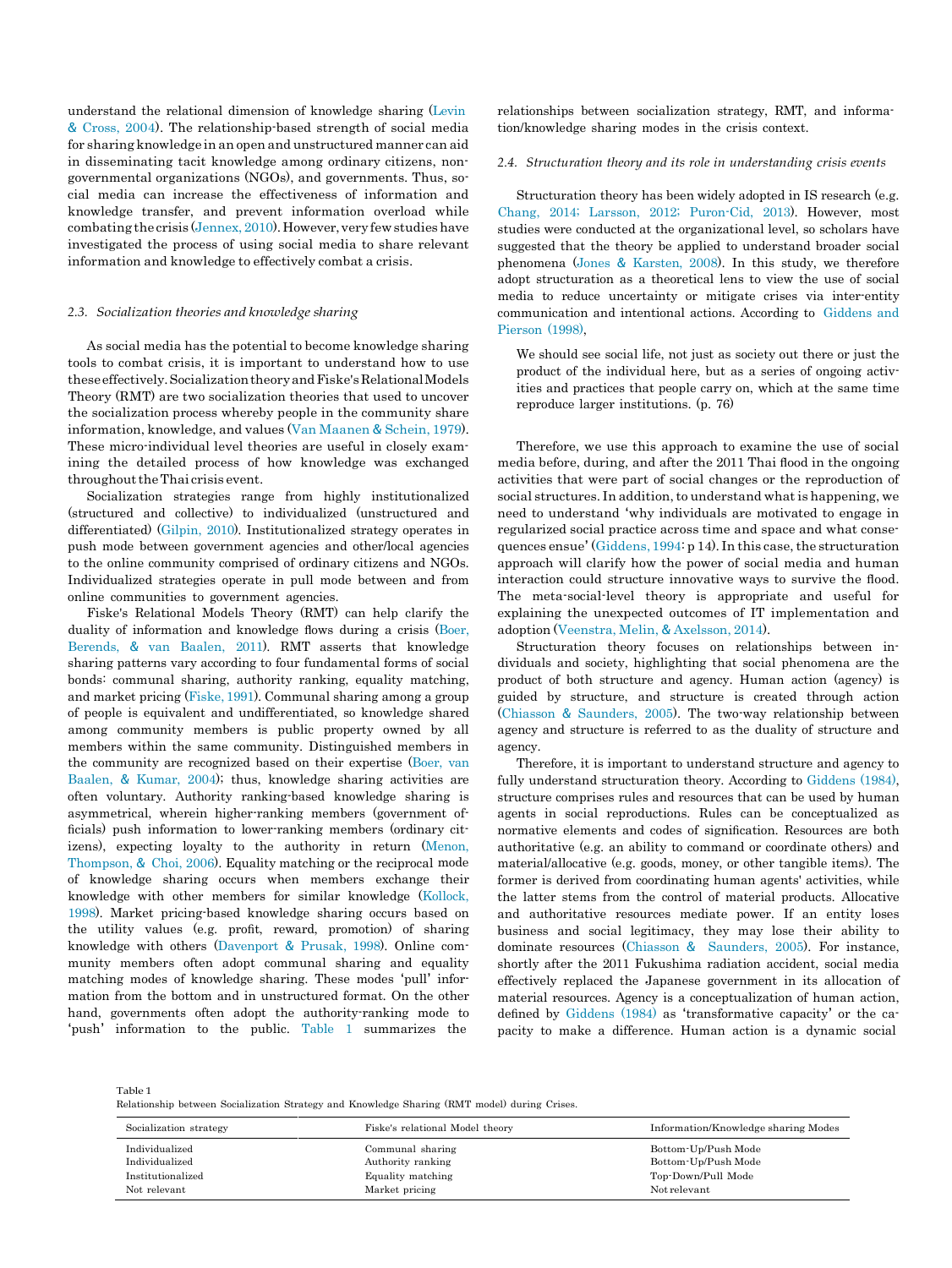understand the relational dimension of knowledge sharing (Levin & Cross, 2004). The relationship-based strength of social media for sharing knowledge in an open and unstructured manner can aid in disseminating tacit knowledge among ordinary citizens, non-governmental organizations (NGOs), and governments. Thus, social media can increase the effectiveness of information and knowledge transfer, and prevent information overload while combating the crisis (Jennex, 2010). However, very few studies have investigated the process of using social media to share relevant information and knowledge to effectively combat a crisis.

### 2.3. *Socialization theories and knowledge sharing*

As social media has the potential to become knowledge sharing tools to combat crisis, it is important to understand how to use these effectively. Socialization theory and Fiske's Relational Models Theory (RMT) are two socialization theories that used to uncover the socialization process whereby people in the community share information, knowledge, and values (Van Maanen & Schein, 1979). These micro-individual level theories are useful in closely examining the detailed process of how knowledge was exchanged throughout the Thai crisis event.

Socialization strategies range from highly institutionalized (structured and collective) to individualized (unstructured and differentiated) (Gilpin, 2010). Institutionalized strategy operates in push mode between government agencies and other/local agencies to the online community comprised of ordinary citizens and NGOs. Individualized strategies operate in pull mode between and from online communities to government agencies.

Fiske's Relational Models Theory (RMT) can help clarify the duality of information and knowledge flows during a crisis (Boer, Berends, & van Baalen, 2011). RMT asserts that knowledge sharing patterns vary according to four fundamental forms of social bonds: communal sharing, authority ranking, equality matching, and market pricing (Fiske, 1991). Communal sharing among a group of people is equivalent and undifferentiated, so knowledge shared among community members is public property owned by all members within the same community. Distinguished members in the community are recognized based on their expertise (Boer, van Baalen, & Kumar, 2004); thus, knowledge sharing activities are often voluntary. Authority ranking-based knowledge sharing is asymmetrical, wherein higher-ranking members (government officials) push information to lower-ranking members (ordinary citizens), expecting loyalty to the authority in return (Menon, Thompson, & Choi, 2006). Equality matching or the reciprocal mode of knowledge sharing occurs when members exchange their knowledge with other members for similar knowledge (Kollock, 1998). Market pricing-based knowledge sharing occurs based on the utility values (e.g. profit, reward, promotion) of sharing knowledge with others (Davenport & Prusak, 1998). Online community members often adopt communal sharing and equality matching modes of knowledge sharing. These modes 'pull' information from the bottom and in unstructured format. On the other hand, governments often adopt the authority-ranking mode to 'push' information to the public. Table 1 summarizes the relationships between socialization strategy, RMT, and information/knowledge sharing modes in the crisis context.

### 2.4. *Structuration theory and its role in understanding crisis events*

Structuration theory has been widely adopted in IS research (e.g. Chang, 2014; Larsson, 2012; Puron-Cid, 2013). However, most studies were conducted at the organizational level, so scholars have suggested that the theory be applied to understand broader social phenomena (Jones & Karsten, 2008). In this study, we therefore adopt structuration as a theoretical lens to view the use of social media to reduce uncertainty or mitigate crises via inter-entity communication and intentional actions. According to Giddens and Pierson (1998),

> We should see social life, not just as society out there or just the product of the individual here, but as a series of ongoing activities and practices that people carry on, which at the same time reproduce larger institutions. (p. 76)

Therefore, we use this approach to examine the use of social media before, during, and after the 2011 Thai flood in the ongoing activities that were part of social changes or the reproduction of social structures. In addition, to understand what is happening, we need to understand 'why individuals are motivated to engage in regularized social practice across time and space and what consequences ensue' (Giddens, 1994: p 14). In this case, the structuration approach will clarify how the power of social media and human interaction could structure innovative ways to survive the flood. The meta-social-level theory is appropriate and useful for explaining the unexpected outcomes of IT implementation and adoption (Veenstra, Melin, & Axelsson, 2014).

Structuration theory focuses on relationships between individuals and society, highlighting that social phenomena are the product of both structure and agency. Human action (agency) is guided by structure, and structure is created through action (Chiasson & Saunders, 2005). The two-way relationship between agency and structure is referred to as the duality of structure and agency.

Therefore, it is important to understand structure and agency to fully understand structuration theory. According to Giddens (1984), structure comprises rules and resources that can be used by human agents in social reproductions. Rules can be conceptualized as normative elements and codes of signification. Resources are both authoritative (e.g. an ability to command or coordinate others) and material/allocative (e.g. goods, money, or other tangible items). The former is derived from coordinating human agents' activities, while the latter stems from the control of material products. Allocative and authoritative resources mediate power. If an entity loses business and social legitimacy, they may lose their ability to dominate resources (Chiasson & Saunders, 2005). For instance, shortly after the 2011 Fukushima radiation accident, social media effectively replaced the Japanese government in its allocation of material resources. Agency is a conceptualization of human action, defined by Giddens (1984) as 'transformative capacity' or the capacity to make a difference. Human action is a dynamic social

Table 1
Relationship between Socialization Strategy and Knowledge Sharing (RMT model) during Crises.

| Socialization strategy | Fiske's relational Model theory | Information/Knowledge sharing Modes |
|---|---|---|
| Individualized | Communal sharing | Bottom-Up/Push Mode |
| Individualized | Authority ranking | Bottom-Up/Push Mode |
| Institutionalized | Equality matching | Top-Down/Pull Mode |
| Not relevant | Market pricing | Not relevant |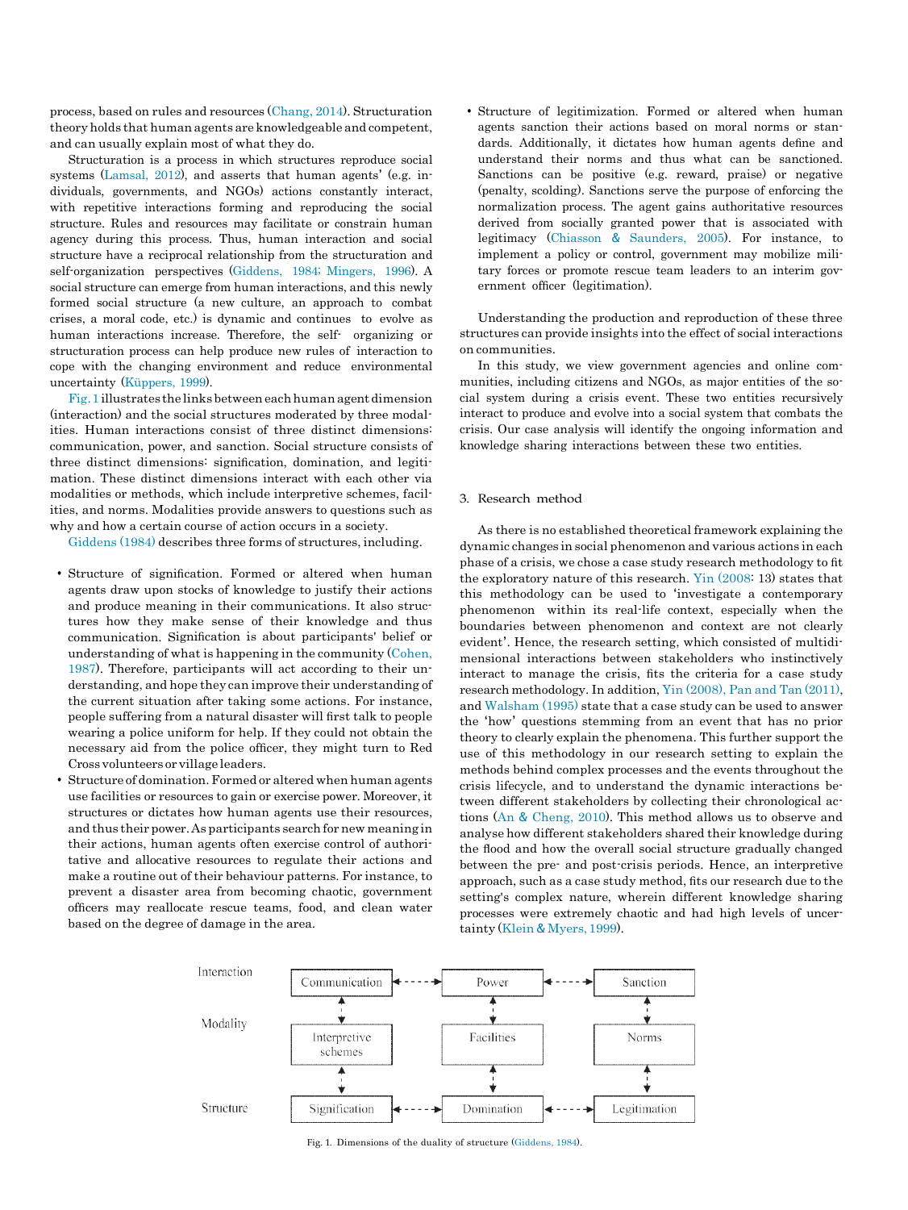process, based on rules and resources (Chang, 2014). Structuration theory holds that human agents are knowledgeable and competent, and can usually explain most of what they do.

Structuration is a process in which structures reproduce social systems (Lamsal, 2012), and asserts that human agents' (e.g. individuals, governments, and NGOs) actions constantly interact, with repetitive interactions forming and reproducing the social structure. Rules and resources may facilitate or constrain human agency during this process. Thus, human interaction and social structure have a reciprocal relationship from the structuration and self-organization perspectives (Giddens, 1984; Mingers, 1996). A social structure can emerge from human interactions, and this newly formed social structure (a new culture, an approach to combat crises, a moral code, etc.) is dynamic and continues to evolve as human interactions increase. Therefore, the self- organizing or structuration process can help produce new rules of interaction to cope with the changing environment and reduce environmental uncertainty (Küppers, 1999).

Fig. 1 illustrates the links between each human agent dimension (interaction) and the social structures moderated by three modalities. Human interactions consist of three distinct dimensions: communication, power, and sanction. Social structure consists of three distinct dimensions: signification, domination, and legitimation. These distinct dimensions interact with each other via modalities or methods, which include interpretive schemes, facilities, and norms. Modalities provide answers to questions such as why and how a certain course of action occurs in a society.

Giddens (1984) describes three forms of structures, including.

- Structure of signification. Formed or altered when human agents draw upon stocks of knowledge to justify their actions and produce meaning in their communications. It also structures how they make sense of their knowledge and thus communication. Signification is about participants' belief or understanding of what is happening in the community (Cohen, 1987). Therefore, participants will act according to their understanding, and hope they can improve their understanding of the current situation after taking some actions. For instance, people suffering from a natural disaster will first talk to people wearing a police uniform for help. If they could not obtain the necessary aid from the police officer, they might turn to Red Cross volunteers or village leaders.
- Structure of domination. Formed or altered when human agents use facilities or resources to gain or exercise power. Moreover, it structures or dictates how human agents use their resources, and thus their power. As participants search for new meaning in their actions, human agents often exercise control of authoritative and allocative resources to regulate their actions and make a routine out of their behaviour patterns. For instance, to prevent a disaster area from becoming chaotic, government officers may reallocate rescue teams, food, and clean water based on the degree of damage in the area.
- Structure of legitimization. Formed or altered when human agents sanction their actions based on moral norms or standards. Additionally, it dictates how human agents define and understand their norms and thus what can be sanctioned. Sanctions can be positive (e.g. reward, praise) or negative (penalty, scolding). Sanctions serve the purpose of enforcing the normalization process. The agent gains authoritative resources derived from socially granted power that is associated with legitimacy (Chiasson & Saunders, 2005). For instance, to implement a policy or control, government may mobilize military forces or promote rescue team leaders to an interim government officer (legitimation).

Understanding the production and reproduction of these three structures can provide insights into the effect of social interactions on communities.

In this study, we view government agencies and online communities, including citizens and NGOs, as major entities of the social system during a crisis event. These two entities recursively interact to produce and evolve into a social system that combats the crisis. Our case analysis will identify the ongoing information and knowledge sharing interactions between these two entities.

## 3. Research method

As there is no established theoretical framework explaining the dynamic changes in social phenomenon and various actions in each phase of a crisis, we chose a case study research methodology to fit the exploratory nature of this research. Yin (2008: 13) states that this methodology can be used to 'investigate a contemporary phenomenon within its real-life context, especially when the boundaries between phenomenon and context are not clearly evident'. Hence, the research setting, which consisted of multidimensional interactions between stakeholders who instinctively interact to manage the crisis, fits the criteria for a case study research methodology. In addition, Yin (2008), Pan and Tan (2011), and Walsham (1995) state that a case study can be used to answer the 'how' questions stemming from an event that has no prior theory to clearly explain the phenomena. This further support the use of this methodology in our research setting to explain the methods behind complex processes and the events throughout the crisis lifecycle, and to understand the dynamic interactions between different stakeholders by collecting their chronological actions (An & Cheng, 2010). This method allows us to observe and analyse how different stakeholders shared their knowledge during the flood and how the overall social structure gradually changed between the pre- and post-crisis periods. Hence, an interpretive approach, such as a case study method, fits our research due to the setting's complex nature, wherein different knowledge sharing processes were extremely chaotic and had high levels of uncertainty (Klein & Myers, 1999).

| | | | |
|---|---|---|---|
| Interaction | Communication | Power | Sanction |
| Modality | Interpretive schemes | Facilities | Norms |
| Structure | Signification | Domination | Legitimation |

Fig. 1. Dimensions of the duality of structure (Giddens, 1984).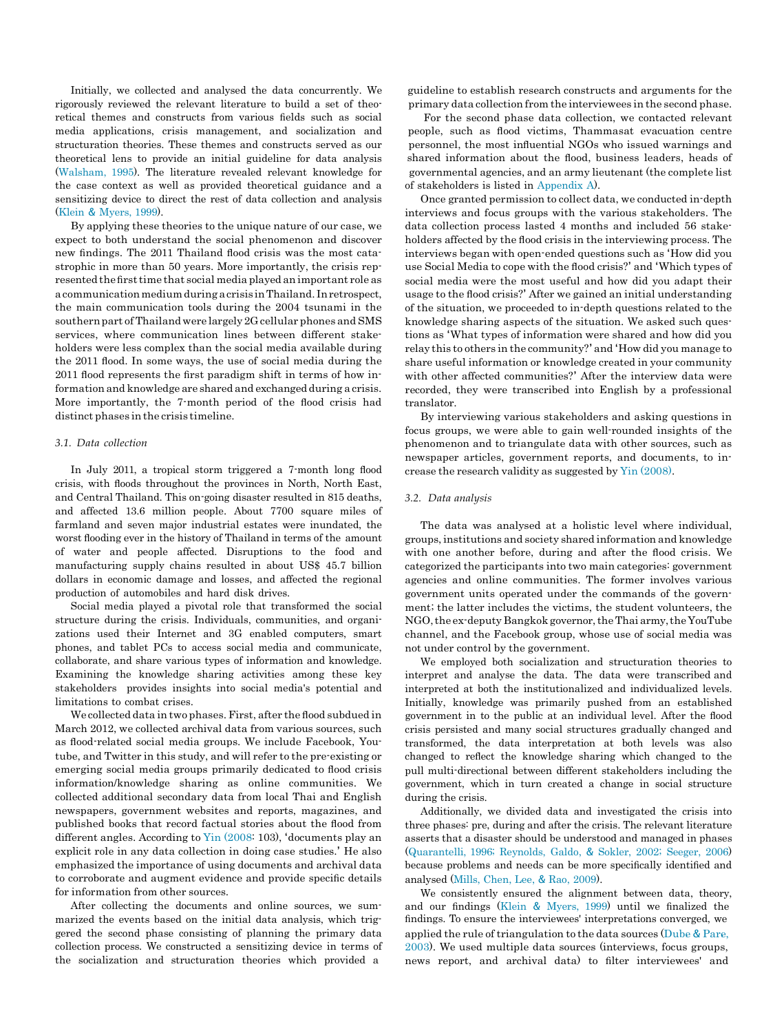Initially, we collected and analysed the data concurrently. We rigorously reviewed the relevant literature to build a set of theoretical themes and constructs from various fields such as social media applications, crisis management, and socialization and structuration theories. These themes and constructs served as our theoretical lens to provide an initial guideline for data analysis (Walsham, 1995). The literature revealed relevant knowledge for the case context as well as provided theoretical guidance and a sensitizing device to direct the rest of data collection and analysis (Klein & Myers, 1999).

By applying these theories to the unique nature of our case, we expect to both understand the social phenomenon and discover new findings. The 2011 Thailand flood crisis was the most catastrophic in more than 50 years. More importantly, the crisis represented the first time that social media played an important role as a communication medium during a crisis in Thailand. In retrospect, the main communication tools during the 2004 tsunami in the southern part of Thailand were largely 2G cellular phones and SMS services, where communication lines between different stakeholders were less complex than the social media available during the 2011 flood. In some ways, the use of social media during the 2011 flood represents the first paradigm shift in terms of how information and knowledge are shared and exchanged during a crisis. More importantly, the 7-month period of the flood crisis had distinct phases in the crisis timeline.

### 3.1. Data collection

In July 2011, a tropical storm triggered a 7-month long flood crisis, with floods throughout the provinces in North, North East, and Central Thailand. This on-going disaster resulted in 815 deaths, and affected 13.6 million people. About 7700 square miles of farmland and seven major industrial estates were inundated, the worst flooding ever in the history of Thailand in terms of the amount of water and people affected. Disruptions to the food and manufacturing supply chains resulted in about US$ 45.7 billion dollars in economic damage and losses, and affected the regional production of automobiles and hard disk drives.

Social media played a pivotal role that transformed the social structure during the crisis. Individuals, communities, and organizations used their Internet and 3G enabled computers, smart phones, and tablet PCs to access social media and communicate, collaborate, and share various types of information and knowledge. Examining the knowledge sharing activities among these key stakeholders provides insights into social media's potential and limitations to combat crises.

We collected data in two phases. First, after the flood subdued in March 2012, we collected archival data from various sources, such as flood-related social media groups. We include Facebook, Youtube, and Twitter in this study, and will refer to the pre-existing or emerging social media groups primarily dedicated to flood crisis information/knowledge sharing as online communities. We collected additional secondary data from local Thai and English newspapers, government websites and reports, magazines, and published books that record factual stories about the flood from different angles. According to Yin (2008: 103), 'documents play an explicit role in any data collection in doing case studies.' He also emphasized the importance of using documents and archival data to corroborate and augment evidence and provide specific details for information from other sources.

After collecting the documents and online sources, we summarized the events based on the initial data analysis, which triggered the second phase consisting of planning the primary data collection process. We constructed a sensitizing device in terms of the socialization and structuration theories which provided a guideline to establish research constructs and arguments for the primary data collection from the interviewees in the second phase.

For the second phase data collection, we contacted relevant people, such as flood victims, Thammasat evacuation centre personnel, the most influential NGOs who issued warnings and shared information about the flood, business leaders, heads of governmental agencies, and an army lieutenant (the complete list of stakeholders is listed in Appendix A).

Once granted permission to collect data, we conducted in-depth interviews and focus groups with the various stakeholders. The data collection process lasted 4 months and included 56 stakeholders affected by the flood crisis in the interviewing process. The interviews began with open-ended questions such as 'How did you use Social Media to cope with the flood crisis?' and 'Which types of social media were the most useful and how did you adapt their usage to the flood crisis?' After we gained an initial understanding of the situation, we proceeded to in-depth questions related to the knowledge sharing aspects of the situation. We asked such questions as 'What types of information were shared and how did you relay this to others in the community?' and 'How did you manage to share useful information or knowledge created in your community with other affected communities?' After the interview data were recorded, they were transcribed into English by a professional translator.

By interviewing various stakeholders and asking questions in focus groups, we were able to gain well-rounded insights of the phenomenon and to triangulate data with other sources, such as newspaper articles, government reports, and documents, to increase the research validity as suggested by Yin (2008).

### 3.2. Data analysis

The data was analysed at a holistic level where individual, groups, institutions and society shared information and knowledge with one another before, during and after the flood crisis. We categorized the participants into two main categories: government agencies and online communities. The former involves various government units operated under the commands of the government; the latter includes the victims, the student volunteers, the NGO, the ex-deputy Bangkok governor, the Thai army, the YouTube channel, and the Facebook group, whose use of social media was not under control by the government.

We employed both socialization and structuration theories to interpret and analyse the data. The data were transcribed and interpreted at both the institutionalized and individualized levels. Initially, knowledge was primarily pushed from an established government in to the public at an individual level. After the flood crisis persisted and many social structures gradually changed and transformed, the data interpretation at both levels was also changed to reflect the knowledge sharing which changed to the pull multi-directional between different stakeholders including the government, which in turn created a change in social structure during the crisis.

Additionally, we divided data and investigated the crisis into three phases: pre, during and after the crisis. The relevant literature asserts that a disaster should be understood and managed in phases (Quarantelli, 1996; Reynolds, Galdo, & Sokler, 2002; Seeger, 2006) because problems and needs can be more specifically identified and analysed (Mills, Chen, Lee, & Rao, 2009).

We consistently ensured the alignment between data, theory, and our findings (Klein & Myers, 1999) until we finalized the findings. To ensure the interviewees' interpretations converged, we applied the rule of triangulation to the data sources (Dube & Pare, 2003). We used multiple data sources (interviews, focus groups, news report, and archival data) to filter interviewees' and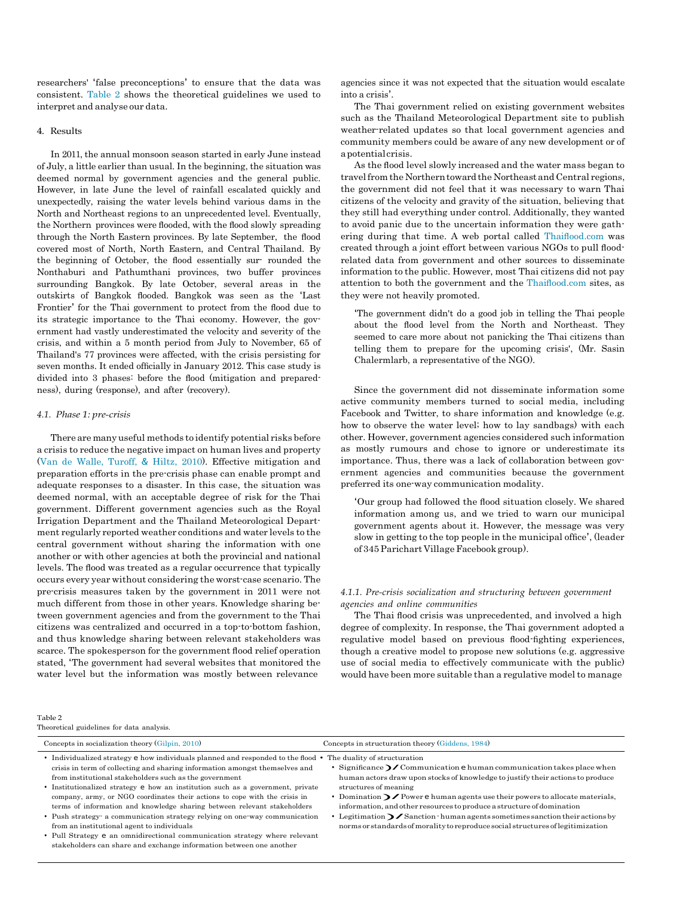researchers' 'false preconceptions' to ensure that the data was consistent. Table 2 shows the theoretical guidelines we used to interpret and analyse our data.

## 4. Results

In 2011, the annual monsoon season started in early June instead of July, a little earlier than usual. In the beginning, the situation was deemed normal by government agencies and the general public. However, in late June the level of rainfall escalated quickly and unexpectedly, raising the water levels behind various dams in the North and Northeast regions to an unprecedented level. Eventually, the Northern provinces were flooded, with the flood slowly spreading through the North Eastern provinces. By late September, the flood covered most of North, North Eastern, and Central Thailand. By the beginning of October, the flood essentially sur- rounded the Nonthaburi and Pathumthani provinces, two buffer provinces surrounding Bangkok. By late October, several areas in the outskirts of Bangkok flooded. Bangkok was seen as the 'Last Frontier' for the Thai government to protect from the flood due to its strategic importance to the Thai economy. However, the government had vastly underestimated the velocity and severity of the crisis, and within a 5 month period from July to November, 65 of Thailand's 77 provinces were affected, with the crisis persisting for seven months. It ended officially in January 2012. This case study is divided into 3 phases: before the flood (mitigation and preparedness), during (response), and after (recovery).

### 4.1. Phase 1: pre-crisis

There are many useful methods to identify potential risks before a crisis to reduce the negative impact on human lives and property (Van de Walle, Turoff, & Hiltz, 2010). Effective mitigation and preparation efforts in the pre-crisis phase can enable prompt and adequate responses to a disaster. In this case, the situation was deemed normal, with an acceptable degree of risk for the Thai government. Different government agencies such as the Royal Irrigation Department and the Thailand Meteorological Department regularly reported weather conditions and water levels to the central government without sharing the information with one another or with other agencies at both the provincial and national levels. The flood was treated as a regular occurrence that typically occurs every year without considering the worst-case scenario. The pre-crisis measures taken by the government in 2011 were not much different from those in other years. Knowledge sharing between government agencies and from the government to the Thai citizens was centralized and occurred in a top-to-bottom fashion, and thus knowledge sharing between relevant stakeholders was scarce. The spokesperson for the government flood relief operation stated, 'The government had several websites that monitored the water level but the information was mostly between relevance agencies since it was not expected that the situation would escalate into a crisis'.

The Thai government relied on existing government websites such as the Thailand Meteorological Department site to publish weather-related updates so that local government agencies and community members could be aware of any new development or of a potential crisis.

As the flood level slowly increased and the water mass began to travel from the Northern toward the Northeast and Central regions, the government did not feel that it was necessary to warn Thai citizens of the velocity and gravity of the situation, believing that they still had everything under control. Additionally, they wanted to avoid panic due to the uncertain information they were gathering during that time. A web portal called Thaiflood.com was created through a joint effort between various NGOs to pull flood-related data from government and other sources to disseminate information to the public. However, most Thai citizens did not pay attention to both the government and the Thaiflood.com sites, as they were not heavily promoted.

> 'The government didn't do a good job in telling the Thai people about the flood level from the North and Northeast. They seemed to care more about not panicking the Thai citizens than telling them to prepare for the upcoming crisis', (Mr. Sasin Chalermlarb, a representative of the NGO).

Since the government did not disseminate information some active community members turned to social media, including Facebook and Twitter, to share information and knowledge (e.g. how to observe the water level; how to lay sandbags) with each other. However, government agencies considered such information as mostly rumours and chose to ignore or underestimate its importance. Thus, there was a lack of collaboration between government agencies and communities because the government preferred its one-way communication modality.

> 'Our group had followed the flood situation closely. We shared information among us, and we tried to warn our municipal government agents about it. However, the message was very slow in getting to the top people in the municipal office', (leader of 345 Parichart Village Facebook group).

#### 4.1.1. Pre-crisis socialization and structuring between government agencies and online communities

The Thai flood crisis was unprecedented, and involved a high degree of complexity. In response, the Thai government adopted a regulative model based on previous flood-fighting experiences, though a creative model to propose new solutions (e.g. aggressive use of social media to effectively communicate with the public) would have been more suitable than a regulative model to manage

Table 2
Theoretical guidelines for data analysis.

| Concepts in socialization theory (Gilpin, 2010) | Concepts in structuration theory (Giddens, 1984) |
|---|---|
| • Individualized strategy e how individuals planned and responded to the flood crisis in term of collecting and sharing information amongst themselves and from institutional stakeholders such as the government<br>• Institutionalized strategy e how an institution such as a government, private company, army, or NGO coordinates their actions to cope with the crisis in terms of information and knowledge sharing between relevant stakeholders<br>• Push strategy- a communication strategy relying on one-way communication from an institutional agent to individuals<br>• Pull Strategy e an omnidirectional communication strategy where relevant stakeholders can share and exchange information between one another | • The duality of structuration<br>• Significance ❯⁄ Communication e human communication takes place when human actors draw upon stocks of knowledge to justify their actions to produce structures of meaning<br>• Domination ❯⁄ Power e human agents use their powers to allocate materials, information, and other resources to produce a structure of domination<br>• Legitimation ❯⁄ Sanction - human agents sometimes sanction their actions by norms or standards of morality to reproduce social structures of legitimization |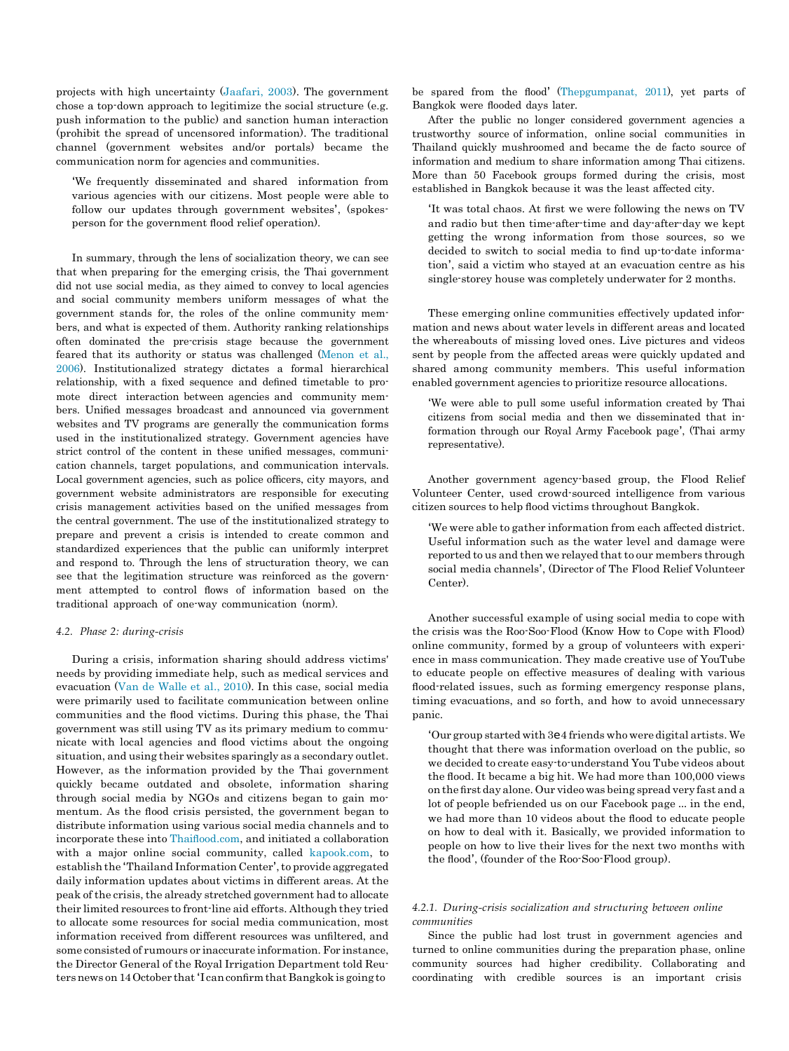projects with high uncertainty (Jaafari, 2003). The government chose a top-down approach to legitimize the social structure (e.g. push information to the public) and sanction human interaction (prohibit the spread of uncensored information). The traditional channel (government websites and/or portals) became the communication norm for agencies and communities.

> 'We frequently disseminated and shared information from various agencies with our citizens. Most people were able to follow our updates through government websites', (spokesperson for the government flood relief operation).

In summary, through the lens of socialization theory, we can see that when preparing for the emerging crisis, the Thai government did not use social media, as they aimed to convey to local agencies and social community members uniform messages of what the government stands for, the roles of the online community members, and what is expected of them. Authority ranking relationships often dominated the pre-crisis stage because the government feared that its authority or status was challenged (Menon et al., 2006). Institutionalized strategy dictates a formal hierarchical relationship, with a fixed sequence and defined timetable to promote direct interaction between agencies and community members. Unified messages broadcast and announced via government websites and TV programs are generally the communication forms used in the institutionalized strategy. Government agencies have strict control of the content in these unified messages, communication channels, target populations, and communication intervals. Local government agencies, such as police officers, city mayors, and government website administrators are responsible for executing crisis management activities based on the unified messages from the central government. The use of the institutionalized strategy to prepare and prevent a crisis is intended to create common and standardized experiences that the public can uniformly interpret and respond to. Through the lens of structuration theory, we can see that the legitimation structure was reinforced as the government attempted to control flows of information based on the traditional approach of one-way communication (norm).

#### 4.2. Phase 2: during-crisis

During a crisis, information sharing should address victims' needs by providing immediate help, such as medical services and evacuation (Van de Walle et al., 2010). In this case, social media were primarily used to facilitate communication between online communities and the flood victims. During this phase, the Thai government was still using TV as its primary medium to communicate with local agencies and flood victims about the ongoing situation, and using their websites sparingly as a secondary outlet. However, as the information provided by the Thai government quickly became outdated and obsolete, information sharing through social media by NGOs and citizens began to gain momentum. As the flood crisis persisted, the government began to distribute information using various social media channels and to incorporate these into Thaiflood.com, and initiated a collaboration with a major online social community, called kapook.com, to establish the 'Thailand Information Center', to provide aggregated daily information updates about victims in different areas. At the peak of the crisis, the already stretched government had to allocate their limited resources to front-line aid efforts. Although they tried to allocate some resources for social media communication, most information received from different resources was unfiltered, and some consisted of rumours or inaccurate information. For instance, the Director General of the Royal Irrigation Department told Reuters news on 14 October that 'I can confirm that Bangkok is going to be spared from the flood' (Thepgumpanat, 2011), yet parts of Bangkok were flooded days later.

After the public no longer considered government agencies a trustworthy source of information, online social communities in Thailand quickly mushroomed and became the de facto source of information and medium to share information among Thai citizens. More than 50 Facebook groups formed during the crisis, most established in Bangkok because it was the least affected city.

> 'It was total chaos. At first we were following the news on TV and radio but then time-after-time and day-after-day we kept getting the wrong information from those sources, so we decided to switch to social media to find up-to-date information', said a victim who stayed at an evacuation centre as his single-storey house was completely underwater for 2 months.

These emerging online communities effectively updated information and news about water levels in different areas and located the whereabouts of missing loved ones. Live pictures and videos sent by people from the affected areas were quickly updated and shared among community members. This useful information enabled government agencies to prioritize resource allocations.

> 'We were able to pull some useful information created by Thai citizens from social media and then we disseminated that information through our Royal Army Facebook page', (Thai army representative).

Another government agency-based group, the Flood Relief Volunteer Center, used crowd-sourced intelligence from various citizen sources to help flood victims throughout Bangkok.

> 'We were able to gather information from each affected district. Useful information such as the water level and damage were reported to us and then we relayed that to our members through social media channels', (Director of The Flood Relief Volunteer Center).

Another successful example of using social media to cope with the crisis was the Roo-Soo-Flood (Know How to Cope with Flood) online community, formed by a group of volunteers with experience in mass communication. They made creative use of YouTube to educate people on effective measures of dealing with various flood-related issues, such as forming emergency response plans, timing evacuations, and so forth, and how to avoid unnecessary panic.

> 'Our group started with 3e4 friends who were digital artists. We thought that there was information overload on the public, so we decided to create easy-to-understand You Tube videos about the flood. It became a big hit. We had more than 100,000 views on the first day alone. Our video was being spread very fast and a lot of people befriended us on our Facebook page ... in the end, we had more than 10 videos about the flood to educate people on how to deal with it. Basically, we provided information to people on how to live their lives for the next two months with the flood', (founder of the Roo-Soo-Flood group).

##### 4.2.1. During-crisis socialization and structuring between online communities

Since the public had lost trust in government agencies and turned to online communities during the preparation phase, online community sources had higher credibility. Collaborating and coordinating with credible sources is an important crisis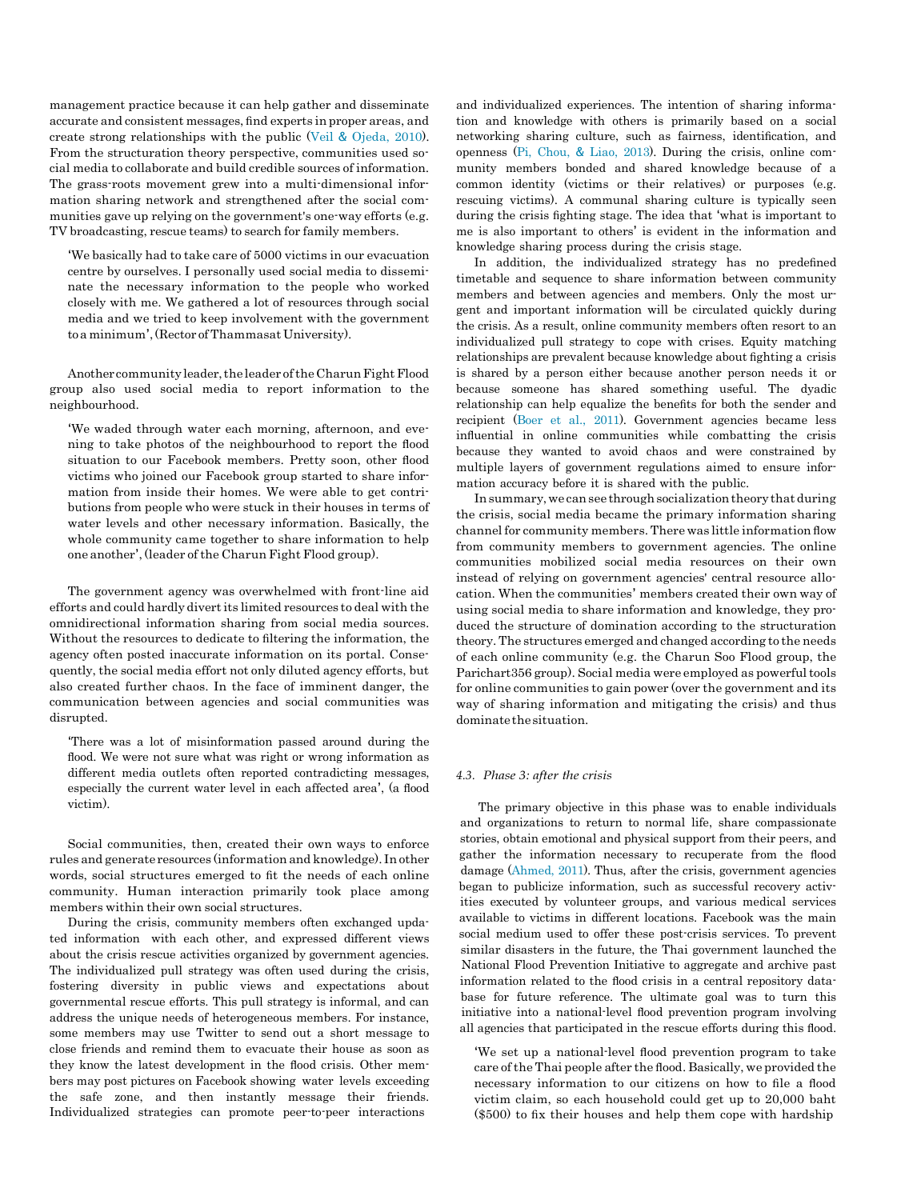management practice because it can help gather and disseminate accurate and consistent messages, find experts in proper areas, and create strong relationships with the public (Veil & Ojeda, 2010). From the structuration theory perspective, communities used social media to collaborate and build credible sources of information. The grass-roots movement grew into a multi-dimensional information sharing network and strengthened after the social communities gave up relying on the government's one-way efforts (e.g. TV broadcasting, rescue teams) to search for family members.

> 'We basically had to take care of 5000 victims in our evacuation centre by ourselves. I personally used social media to disseminate the necessary information to the people who worked closely with me. We gathered a lot of resources through social media and we tried to keep involvement with the government to a minimum', (Rector of Thammasat University).

Another community leader, the leader of the Charun Fight Flood group also used social media to report information to the neighbourhood.

> 'We waded through water each morning, afternoon, and evening to take photos of the neighbourhood to report the flood situation to our Facebook members. Pretty soon, other flood victims who joined our Facebook group started to share information from inside their homes. We were able to get contributions from people who were stuck in their houses in terms of water levels and other necessary information. Basically, the whole community came together to share information to help one another', (leader of the Charun Fight Flood group).

The government agency was overwhelmed with front-line aid efforts and could hardly divert its limited resources to deal with the omnidirectional information sharing from social media sources. Without the resources to dedicate to filtering the information, the agency often posted inaccurate information on its portal. Consequently, the social media effort not only diluted agency efforts, but also created further chaos. In the face of imminent danger, the communication between agencies and social communities was disrupted.

> 'There was a lot of misinformation passed around during the flood. We were not sure what was right or wrong information as different media outlets often reported contradicting messages, especially the current water level in each affected area', (a flood victim).

Social communities, then, created their own ways to enforce rules and generate resources (information and knowledge). In other words, social structures emerged to fit the needs of each online community. Human interaction primarily took place among members within their own social structures.

During the crisis, community members often exchanged updated information with each other, and expressed different views about the crisis rescue activities organized by government agencies. The individualized pull strategy was often used during the crisis, fostering diversity in public views and expectations about governmental rescue efforts. This pull strategy is informal, and can address the unique needs of heterogeneous members. For instance, some members may use Twitter to send out a short message to close friends and remind them to evacuate their house as soon as they know the latest development in the flood crisis. Other members may post pictures on Facebook showing water levels exceeding the safe zone, and then instantly message their friends. Individualized strategies can promote peer-to-peer interactions and individualized experiences. The intention of sharing information and knowledge with others is primarily based on a social networking sharing culture, such as fairness, identification, and openness (Pi, Chou, & Liao, 2013). During the crisis, online community members bonded and shared knowledge because of a common identity (victims or their relatives) or purposes (e.g. rescuing victims). A communal sharing culture is typically seen during the crisis fighting stage. The idea that 'what is important to me is also important to others' is evident in the information and knowledge sharing process during the crisis stage.

In addition, the individualized strategy has no predefined timetable and sequence to share information between community members and between agencies and members. Only the most urgent and important information will be circulated quickly during the crisis. As a result, online community members often resort to an individualized pull strategy to cope with crises. Equity matching relationships are prevalent because knowledge about fighting a crisis is shared by a person either because another person needs it or because someone has shared something useful. The dyadic relationship can help equalize the benefits for both the sender and recipient (Boer et al., 2011). Government agencies became less influential in online communities while combatting the crisis because they wanted to avoid chaos and were constrained by multiple layers of government regulations aimed to ensure information accuracy before it is shared with the public.

In summary, we can see through socialization theory that during the crisis, social media became the primary information sharing channel for community members. There was little information flow from community members to government agencies. The online communities mobilized social media resources on their own instead of relying on government agencies' central resource allocation. When the communities' members created their own way of using social media to share information and knowledge, they produced the structure of domination according to the structuration theory. The structures emerged and changed according to the needs of each online community (e.g. the Charun Soo Flood group, the Parichart356 group). Social media were employed as powerful tools for online communities to gain power (over the government and its way of sharing information and mitigating the crisis) and thus dominate the situation.

### *4.3. Phase 3: after the crisis*

The primary objective in this phase was to enable individuals and organizations to return to normal life, share compassionate stories, obtain emotional and physical support from their peers, and gather the information necessary to recuperate from the flood damage (Ahmed, 2011). Thus, after the crisis, government agencies began to publicize information, such as successful recovery activities executed by volunteer groups, and various medical services available to victims in different locations. Facebook was the main social medium used to offer these post-crisis services. To prevent similar disasters in the future, the Thai government launched the National Flood Prevention Initiative to aggregate and archive past information related to the flood crisis in a central repository database for future reference. The ultimate goal was to turn this initiative into a national-level flood prevention program involving all agencies that participated in the rescue efforts during this flood.

> 'We set up a national-level flood prevention program to take care of the Thai people after the flood. Basically, we provided the necessary information to our citizens on how to file a flood victim claim, so each household could get up to 20,000 baht ($500) to fix their houses and help them cope with hardship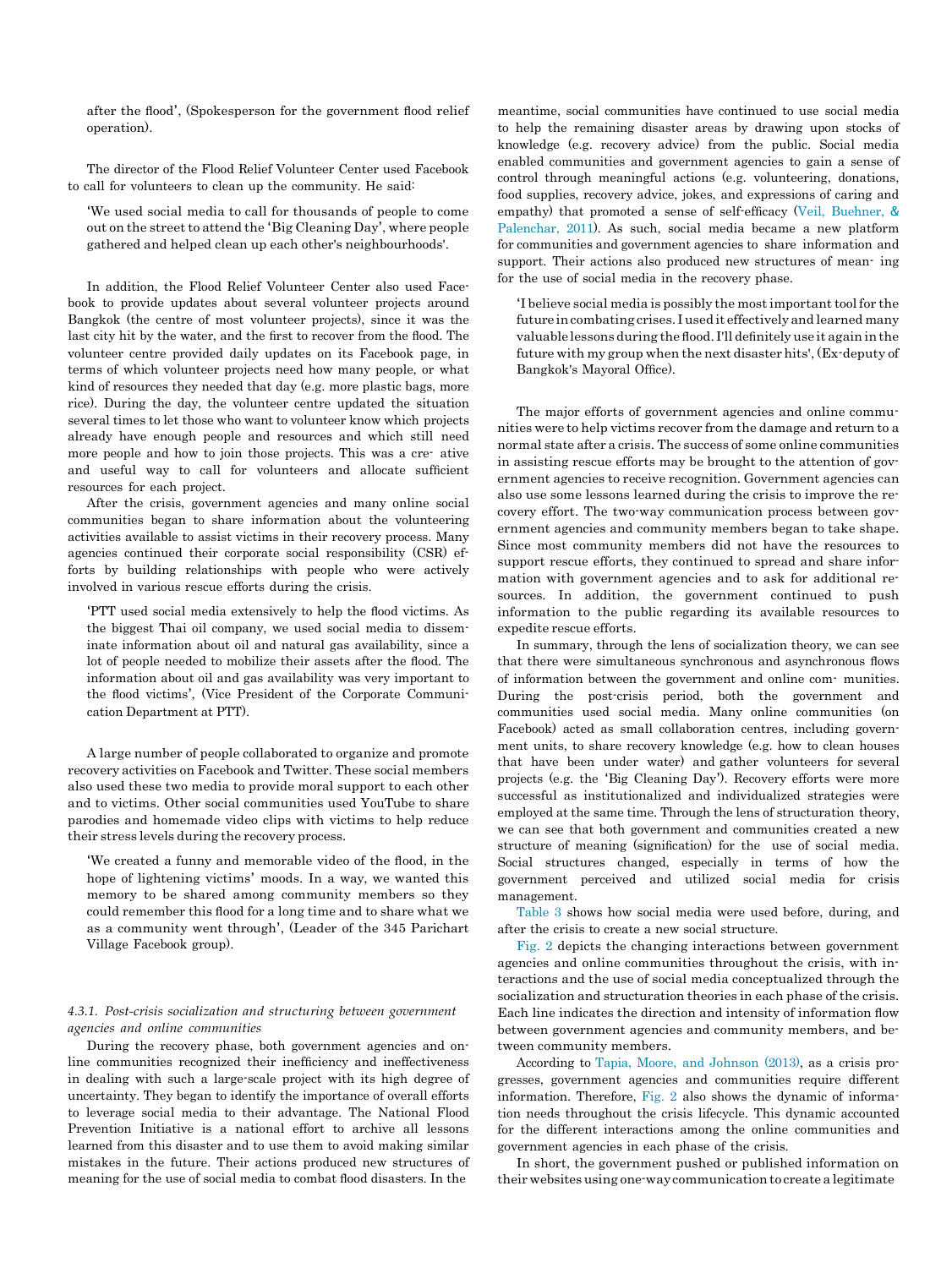after the flood', (Spokesperson for the government flood relief operation).

The director of the Flood Relief Volunteer Center used Facebook to call for volunteers to clean up the community. He said:

> 'We used social media to call for thousands of people to come out on the street to attend the 'Big Cleaning Day', where people gathered and helped clean up each other's neighbourhoods'.

In addition, the Flood Relief Volunteer Center also used Facebook to provide updates about several volunteer projects around Bangkok (the centre of most volunteer projects), since it was the last city hit by the water, and the first to recover from the flood. The volunteer centre provided daily updates on its Facebook page, in terms of which volunteer projects need how many people, or what kind of resources they needed that day (e.g. more plastic bags, more rice). During the day, the volunteer centre updated the situation several times to let those who want to volunteer know which projects already have enough people and resources and which still need more people and how to join those projects. This was a creative and useful way to call for volunteers and allocate sufficient resources for each project.

After the crisis, government agencies and many online social communities began to share information about the volunteering activities available to assist victims in their recovery process. Many agencies continued their corporate social responsibility (CSR) efforts by building relationships with people who were actively involved in various rescue efforts during the crisis.

> 'PTT used social media extensively to help the flood victims. As the biggest Thai oil company, we used social media to disseminate information about oil and natural gas availability, since a lot of people needed to mobilize their assets after the flood. The information about oil and gas availability was very important to the flood victims', (Vice President of the Corporate Communication Department at PTT).

A large number of people collaborated to organize and promote recovery activities on Facebook and Twitter. These social members also used these two media to provide moral support to each other and to victims. Other social communities used YouTube to share parodies and homemade video clips with victims to help reduce their stress levels during the recovery process.

> 'We created a funny and memorable video of the flood, in the hope of lightening victims' moods. In a way, we wanted this memory to be shared among community members so they could remember this flood for a long time and to share what we as a community went through', (Leader of the 345 Parichart Village Facebook group).

#### *4.3.1. Post-crisis socialization and structuring between government agencies and online communities*

During the recovery phase, both government agencies and online communities recognized their inefficiency and ineffectiveness in dealing with such a large-scale project with its high degree of uncertainty. They began to identify the importance of overall efforts to leverage social media to their advantage. The National Flood Prevention Initiative is a national effort to archive all lessons learned from this disaster and to use them to avoid making similar mistakes in the future. Their actions produced new structures of meaning for the use of social media to combat flood disasters. In the meantime, social communities have continued to use social media to help the remaining disaster areas by drawing upon stocks of knowledge (e.g. recovery advice) from the public. Social media enabled communities and government agencies to gain a sense of control through meaningful actions (e.g. volunteering, donations, food supplies, recovery advice, jokes, and expressions of caring and empathy) that promoted a sense of self-efficacy (Veil, Buehner, & Palenchar, 2011). As such, social media became a new platform for communities and government agencies to share information and support. Their actions also produced new structures of meaning for the use of social media in the recovery phase.

> 'I believe social media is possibly the most important tool for the future in combating crises. I used it effectively and learned many valuable lessons during the flood. I'll definitely use it again in the future with my group when the next disaster hits', (Ex-deputy of Bangkok's Mayoral Office).

The major efforts of government agencies and online communities were to help victims recover from the damage and return to a normal state after a crisis. The success of some online communities in assisting rescue efforts may be brought to the attention of government agencies to receive recognition. Government agencies can also use some lessons learned during the crisis to improve the recovery effort. The two-way communication process between government agencies and community members began to take shape. Since most community members did not have the resources to support rescue efforts, they continued to spread and share information with government agencies and to ask for additional resources. In addition, the government continued to push information to the public regarding its available resources to expedite rescue efforts.

In summary, through the lens of socialization theory, we can see that there were simultaneous synchronous and asynchronous flows of information between the government and online communities. During the post-crisis period, both the government and communities used social media. Many online communities (on Facebook) acted as small collaboration centres, including government units, to share recovery knowledge (e.g. how to clean houses that have been under water) and gather volunteers for several projects (e.g. the 'Big Cleaning Day'). Recovery efforts were more successful as institutionalized and individualized strategies were employed at the same time. Through the lens of structuration theory, we can see that both government and communities created a new structure of meaning (signification) for the use of social media. Social structures changed, especially in terms of how the government perceived and utilized social media for crisis management.

Table 3 shows how social media were used before, during, and after the crisis to create a new social structure.

Fig. 2 depicts the changing interactions between government agencies and online communities throughout the crisis, with interactions and the use of social media conceptualized through the socialization and structuration theories in each phase of the crisis. Each line indicates the direction and intensity of information flow between government agencies and community members, and between community members.

According to Tapia, Moore, and Johnson (2013), as a crisis progresses, government agencies and communities require different information. Therefore, Fig. 2 also shows the dynamic of information needs throughout the crisis lifecycle. This dynamic accounted for the different interactions among the online communities and government agencies in each phase of the crisis.

In short, the government pushed or published information on their websites using one-way communication to create a legitimate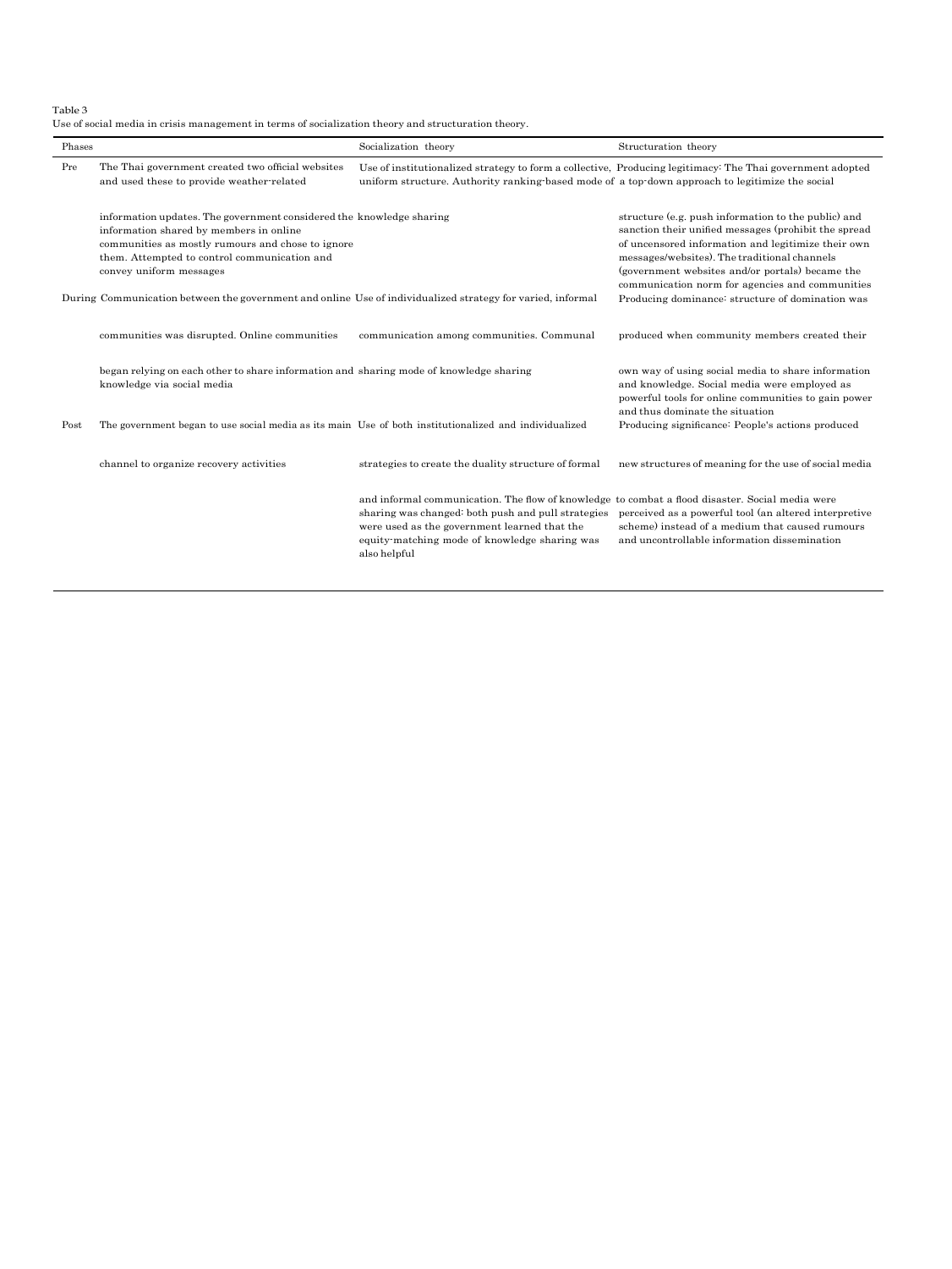Table 3
Use of social media in crisis management in terms of socialization theory and structuration theory.

| Phases | | Socialization theory | Structuration theory |
|---|---|---|---|
| Pre | The Thai government created two official websites and used these to provide weather-related information updates. The government considered the information shared by members in online communities as mostly rumours and chose to ignore them. Attempted to control communication and convey uniform messages | Use of institutionalized strategy to form a collective, uniform structure. Authority ranking-based mode of knowledge sharing | Producing legitimacy: The Thai government adopted a top-down approach to legitimize the social structure (e.g. push information to the public) and sanction their unified messages (prohibit the spread of uncensored information and legitimize their own messages/websites). The traditional channels (government websites and/or portals) became the communication norm for agencies and communities |
| During | Communication between the government and online communities was disrupted. Online communities began relying on each other to share information and knowledge via social media | Use of individualized strategy for varied, informal communication among communities. Communal sharing mode of knowledge sharing | Producing dominance: structure of domination was produced when community members created their own way of using social media to share information and knowledge. Social media were employed as powerful tools for online communities to gain power and thus dominate the situation |
| Post | The government began to use social media as its main channel to organize recovery activities | Use of both institutionalized and individualized strategies to create the duality structure of formal and informal communication. The flow of knowledge sharing was changed: both push and pull strategies were used as the government learned that the equity-matching mode of knowledge sharing was also helpful | Producing significance: People's actions produced new structures of meaning for the use of social media to combat a flood disaster. Social media were perceived as a powerful tool (an altered interpretive scheme) instead of a medium that caused rumours and uncontrollable information dissemination |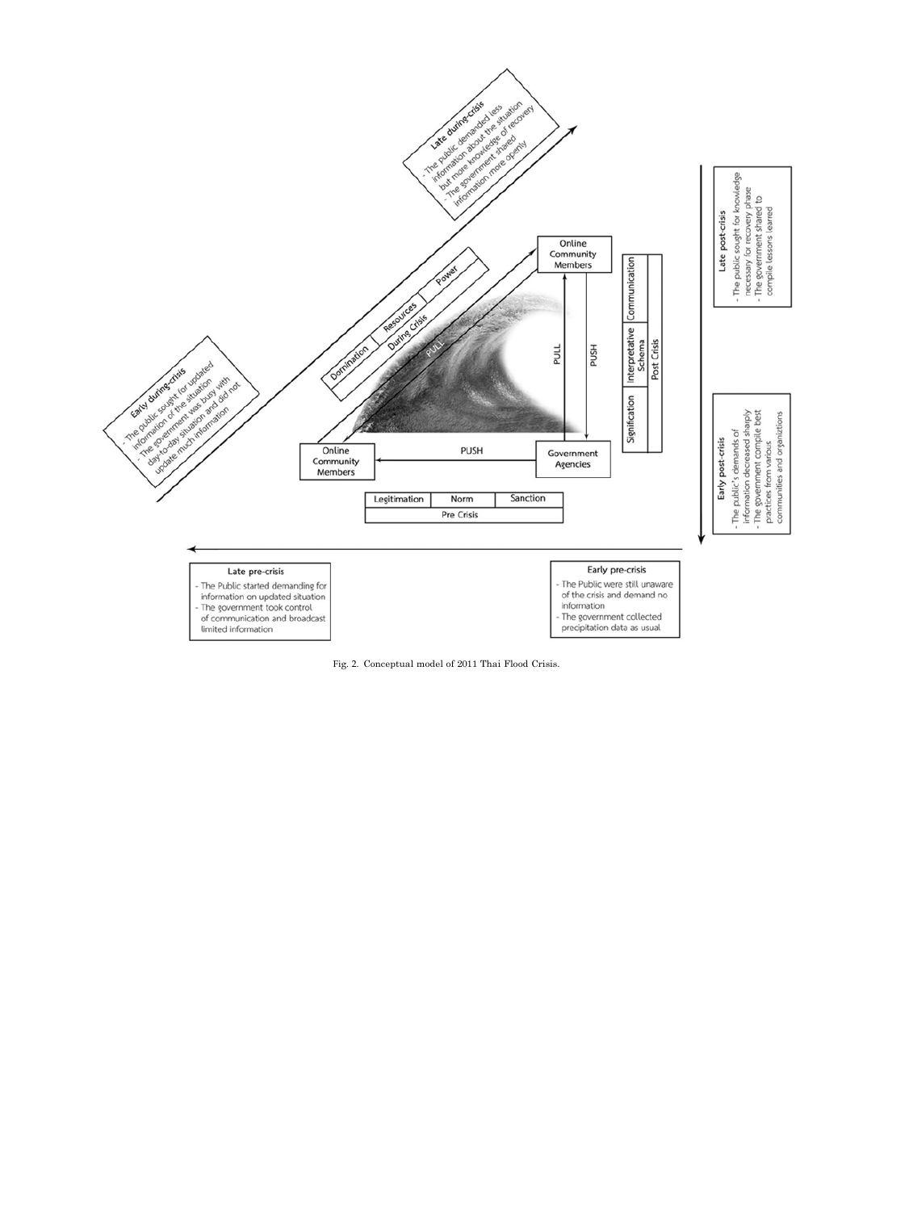**Late during-crisis**
- The public demanded less information about the situation but more knowledge of recovery
- The government shared information more openly

**Early during-crisis**
- The public sought for updated information of the situation
- The government was busy with day-to-day situation and did not update much information

| Domination | Resources | Power |
|---|---|---|
| During Crisis | | |

Online Community Members

PULL

PUSH

PULL

Online Community Members

PUSH

Government Agencies

| Signification | Interpretative Schema | Communication |
|---|---|---|
| Post Crisis | | |

| Legitimation | Norm | Sanction |
|---|---|---|
| Pre Crisis | | |

**Late post-crisis**
- The public sought for knowledge necessary for recovery phase
- The government shared to compile lessons learned

**Early post-crisis**
- The public's demands of information decreased sharply
- The government compile best practices from various communities and organizations

**Late pre-crisis**
- The Public started demanding for information on updated situation
- The government took control of communication and broadcast limited information

**Early pre-crisis**
- The Public were still unaware of the crisis and demand no information
- The government collected precipitation data as usual

Fig. 2. Conceptual model of 2011 Thai Flood Crisis.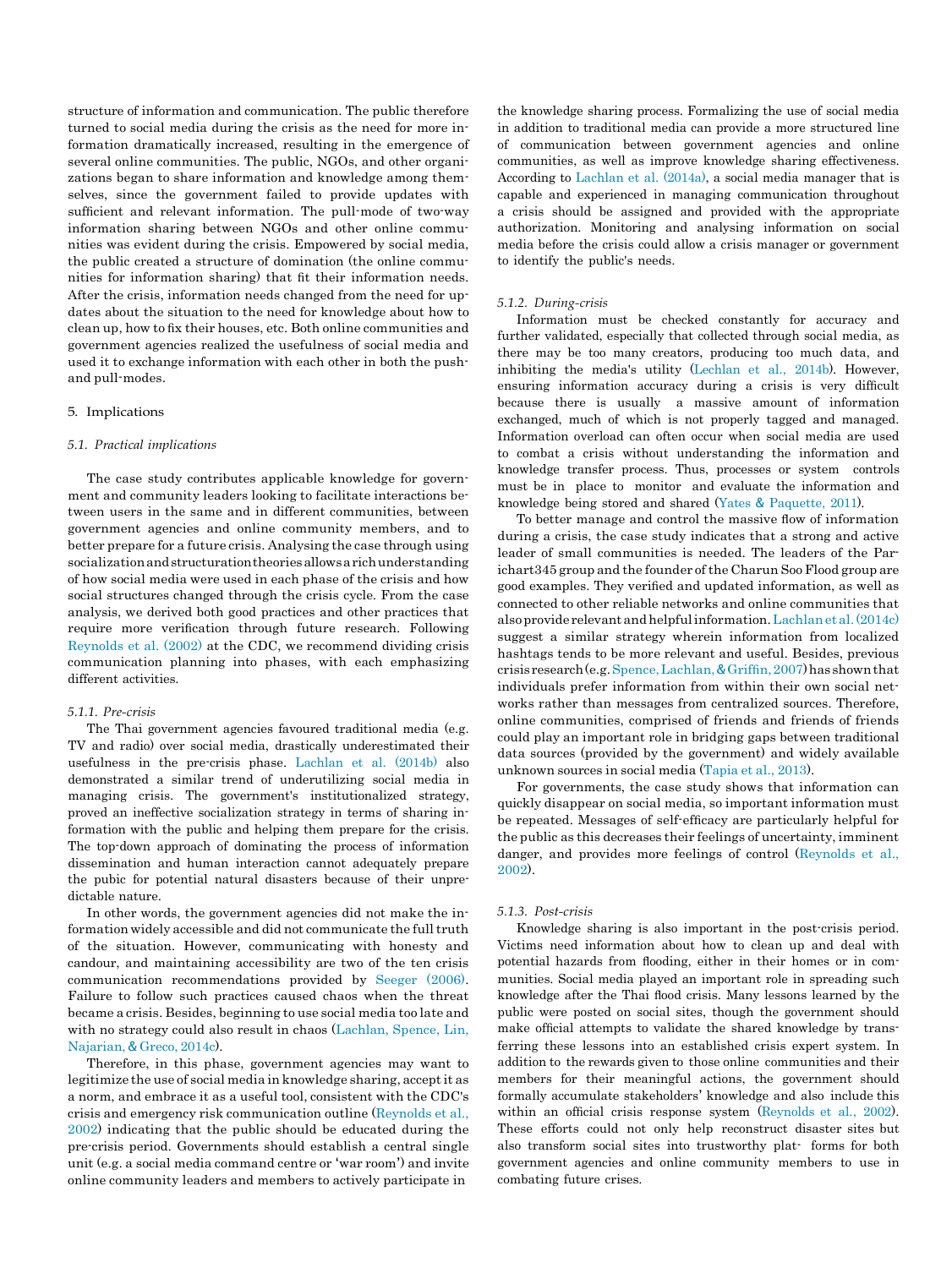structure of information and communication. The public therefore turned to social media during the crisis as the need for more information dramatically increased, resulting in the emergence of several online communities. The public, NGOs, and other organizations began to share information and knowledge among themselves, since the government failed to provide updates with sufficient and relevant information. The pull-mode of two-way information sharing between NGOs and other online communities was evident during the crisis. Empowered by social media, the public created a structure of domination (the online communities for information sharing) that fit their information needs. After the crisis, information needs changed from the need for updates about the situation to the need for knowledge about how to clean up, how to fix their houses, etc. Both online communities and government agencies realized the usefulness of social media and used it to exchange information with each other in both the push- and pull-modes.

## 5. Implications

### 5.1. Practical implications

The case study contributes applicable knowledge for government and community leaders looking to facilitate interactions between users in the same and in different communities, between government agencies and online community members, and to better prepare for a future crisis. Analysing the case through using socialization and structuration theories allows a rich understanding of how social media were used in each phase of the crisis and how social structures changed through the crisis cycle. From the case analysis, we derived both good practices and other practices that require more verification through future research. Following Reynolds et al. (2002) at the CDC, we recommend dividing crisis communication planning into phases, with each emphasizing different activities.

#### 5.1.1. Pre-crisis

The Thai government agencies favoured traditional media (e.g. TV and radio) over social media, drastically underestimated their usefulness in the pre-crisis phase. Lachlan et al. (2014b) also demonstrated a similar trend of underutilizing social media in managing crisis. The government's institutionalized strategy, proved an ineffective socialization strategy in terms of sharing information with the public and helping them prepare for the crisis. The top-down approach of dominating the process of information dissemination and human interaction cannot adequately prepare the pubic for potential natural disasters because of their unpredictable nature.

In other words, the government agencies did not make the information widely accessible and did not communicate the full truth of the situation. However, communicating with honesty and candour, and maintaining accessibility are two of the ten crisis communication recommendations provided by Seeger (2006). Failure to follow such practices caused chaos when the threat became a crisis. Besides, beginning to use social media too late and with no strategy could also result in chaos (Lachlan, Spence, Lin, Najarian, & Greco, 2014c).

Therefore, in this phase, government agencies may want to legitimize the use of social media in knowledge sharing, accept it as a norm, and embrace it as a useful tool, consistent with the CDC's crisis and emergency risk communication outline (Reynolds et al., 2002) indicating that the public should be educated during the pre-crisis period. Governments should establish a central single unit (e.g. a social media command centre or 'war room') and invite online community leaders and members to actively participate in the knowledge sharing process. Formalizing the use of social media in addition to traditional media can provide a more structured line of communication between government agencies and online communities, as well as improve knowledge sharing effectiveness. According to Lachlan et al. (2014a), a social media manager that is capable and experienced in managing communication throughout a crisis should be assigned and provided with the appropriate authorization. Monitoring and analysing information on social media before the crisis could allow a crisis manager or government to identify the public's needs.

#### 5.1.2. During-crisis

Information must be checked constantly for accuracy and further validated, especially that collected through social media, as there may be too many creators, producing too much data, and inhibiting the media's utility (Lechlan et al., 2014b). However, ensuring information accuracy during a crisis is very difficult because there is usually a massive amount of information exchanged, much of which is not properly tagged and managed. Information overload can often occur when social media are used to combat a crisis without understanding the information and knowledge transfer process. Thus, processes or system controls must be in place to monitor and evaluate the information and knowledge being stored and shared (Yates & Paquette, 2011).

To better manage and control the massive flow of information during a crisis, the case study indicates that a strong and active leader of small communities is needed. The leaders of the Parichart345 group and the founder of the Charun Soo Flood group are good examples. They verified and updated information, as well as connected to other reliable networks and online communities that also provide relevant and helpful information. Lachlan et al. (2014c) suggest a similar strategy wherein information from localized hashtags tends to be more relevant and useful. Besides, previous crisis research (e.g. Spence, Lachlan, & Griffin, 2007) has shown that individuals prefer information from within their own social networks rather than messages from centralized sources. Therefore, online communities, comprised of friends and friends of friends could play an important role in bridging gaps between traditional data sources (provided by the government) and widely available unknown sources in social media (Tapia et al., 2013).

For governments, the case study shows that information can quickly disappear on social media, so important information must be repeated. Messages of self-efficacy are particularly helpful for the public as this decreases their feelings of uncertainty, imminent danger, and provides more feelings of control (Reynolds et al., 2002).

#### 5.1.3. Post-crisis

Knowledge sharing is also important in the post-crisis period. Victims need information about how to clean up and deal with potential hazards from flooding, either in their homes or in communities. Social media played an important role in spreading such knowledge after the Thai flood crisis. Many lessons learned by the public were posted on social sites, though the government should make official attempts to validate the shared knowledge by transferring these lessons into an established crisis expert system. In addition to the rewards given to those online communities and their members for their meaningful actions, the government should formally accumulate stakeholders' knowledge and also include this within an official crisis response system (Reynolds et al., 2002). These efforts could not only help reconstruct disaster sites but also transform social sites into trustworthy platforms for both government agencies and online community members to use in combating future crises.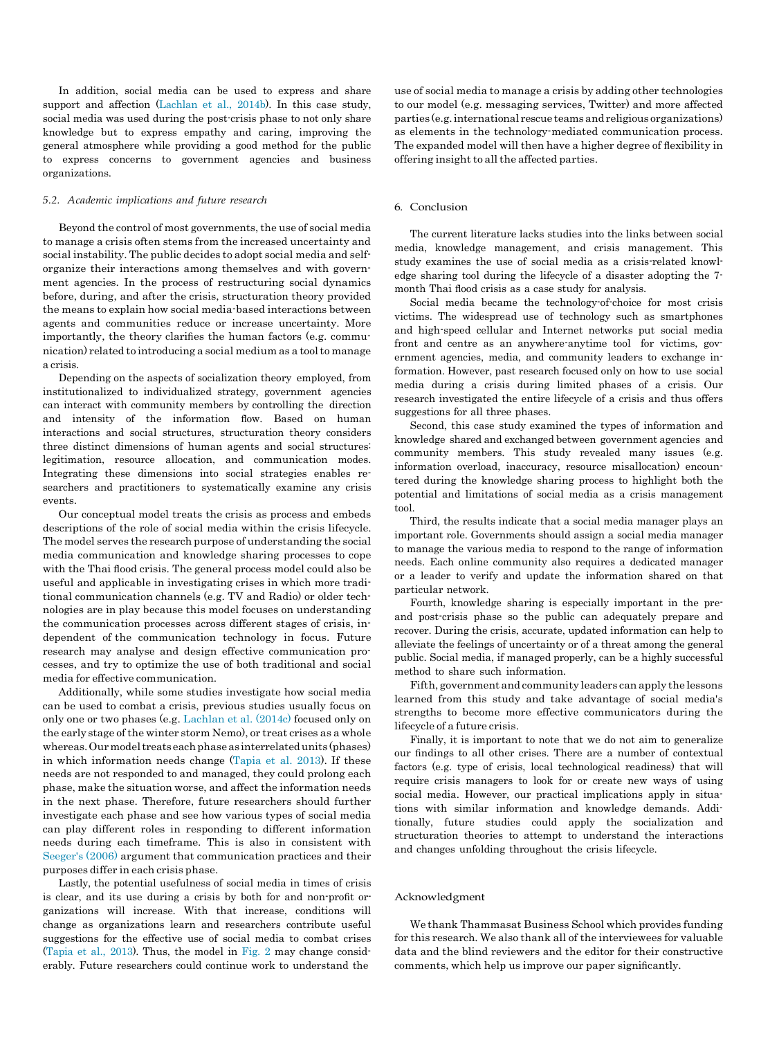In addition, social media can be used to express and share support and affection (Lachlan et al., 2014b). In this case study, social media was used during the post-crisis phase to not only share knowledge but to express empathy and caring, improving the general atmosphere while providing a good method for the public to express concerns to government agencies and business organizations.

### 5.2. Academic implications and future research

Beyond the control of most governments, the use of social media to manage a crisis often stems from the increased uncertainty and social instability. The public decides to adopt social media and self-organize their interactions among themselves and with government agencies. In the process of restructuring social dynamics before, during, and after the crisis, structuration theory provided the means to explain how social media-based interactions between agents and communities reduce or increase uncertainty. More importantly, the theory clarifies the human factors (e.g. communication) related to introducing a social medium as a tool to manage a crisis.

Depending on the aspects of socialization theory employed, from institutionalized to individualized strategy, government agencies can interact with community members by controlling the direction and intensity of the information flow. Based on human interactions and social structures, structuration theory considers three distinct dimensions of human agents and social structures: legitimation, resource allocation, and communication modes. Integrating these dimensions into social strategies enables researchers and practitioners to systematically examine any crisis events.

Our conceptual model treats the crisis as process and embeds descriptions of the role of social media within the crisis lifecycle. The model serves the research purpose of understanding the social media communication and knowledge sharing processes to cope with the Thai flood crisis. The general process model could also be useful and applicable in investigating crises in which more traditional communication channels (e.g. TV and Radio) or older technologies are in play because this model focuses on understanding the communication processes across different stages of crisis, independent of the communication technology in focus. Future research may analyse and design effective communication processes, and try to optimize the use of both traditional and social media for effective communication.

Additionally, while some studies investigate how social media can be used to combat a crisis, previous studies usually focus on only one or two phases (e.g. Lachlan et al. (2014c) focused only on the early stage of the winter storm Nemo), or treat crises as a whole whereas. Our model treats each phase as interrelated units (phases) in which information needs change (Tapia et al. 2013). If these needs are not responded to and managed, they could prolong each phase, make the situation worse, and affect the information needs in the next phase. Therefore, future researchers should further investigate each phase and see how various types of social media can play different roles in responding to different information needs during each timeframe. This is also in consistent with Seeger's (2006) argument that communication practices and their purposes differ in each crisis phase.

Lastly, the potential usefulness of social media in times of crisis is clear, and its use during a crisis by both for and non-profit organizations will increase. With that increase, conditions will change as organizations learn and researchers contribute useful suggestions for the effective use of social media to combat crises (Tapia et al., 2013). Thus, the model in Fig. 2 may change considerably. Future researchers could continue work to understand the use of social media to manage a crisis by adding other technologies to our model (e.g. messaging services, Twitter) and more affected parties (e.g. international rescue teams and religious organizations) as elements in the technology-mediated communication process. The expanded model will then have a higher degree of flexibility in offering insight to all the affected parties.

## 6. Conclusion

The current literature lacks studies into the links between social media, knowledge management, and crisis management. This study examines the use of social media as a crisis-related knowledge sharing tool during the lifecycle of a disaster adopting the 7-month Thai flood crisis as a case study for analysis.

Social media became the technology-of-choice for most crisis victims. The widespread use of technology such as smartphones and high-speed cellular and Internet networks put social media front and centre as an anywhere-anytime tool for victims, government agencies, media, and community leaders to exchange information. However, past research focused only on how to use social media during a crisis during limited phases of a crisis. Our research investigated the entire lifecycle of a crisis and thus offers suggestions for all three phases.

Second, this case study examined the types of information and knowledge shared and exchanged between government agencies and community members. This study revealed many issues (e.g. information overload, inaccuracy, resource misallocation) encountered during the knowledge sharing process to highlight both the potential and limitations of social media as a crisis management tool.

Third, the results indicate that a social media manager plays an important role. Governments should assign a social media manager to manage the various media to respond to the range of information needs. Each online community also requires a dedicated manager or a leader to verify and update the information shared on that particular network.

Fourth, knowledge sharing is especially important in the pre- and post-crisis phase so the public can adequately prepare and recover. During the crisis, accurate, updated information can help to alleviate the feelings of uncertainty or of a threat among the general public. Social media, if managed properly, can be a highly successful method to share such information.

Fifth, government and community leaders can apply the lessons learned from this study and take advantage of social media's strengths to become more effective communicators during the lifecycle of a future crisis.

Finally, it is important to note that we do not aim to generalize our findings to all other crises. There are a number of contextual factors (e.g. type of crisis, local technological readiness) that will require crisis managers to look for or create new ways of using social media. However, our practical implications apply in situations with similar information and knowledge demands. Additionally, future studies could apply the socialization and structuration theories to attempt to understand the interactions and changes unfolding throughout the crisis lifecycle.

## Acknowledgment

We thank Thammasat Business School which provides funding for this research. We also thank all of the interviewees for valuable data and the blind reviewers and the editor for their constructive comments, which help us improve our paper significantly.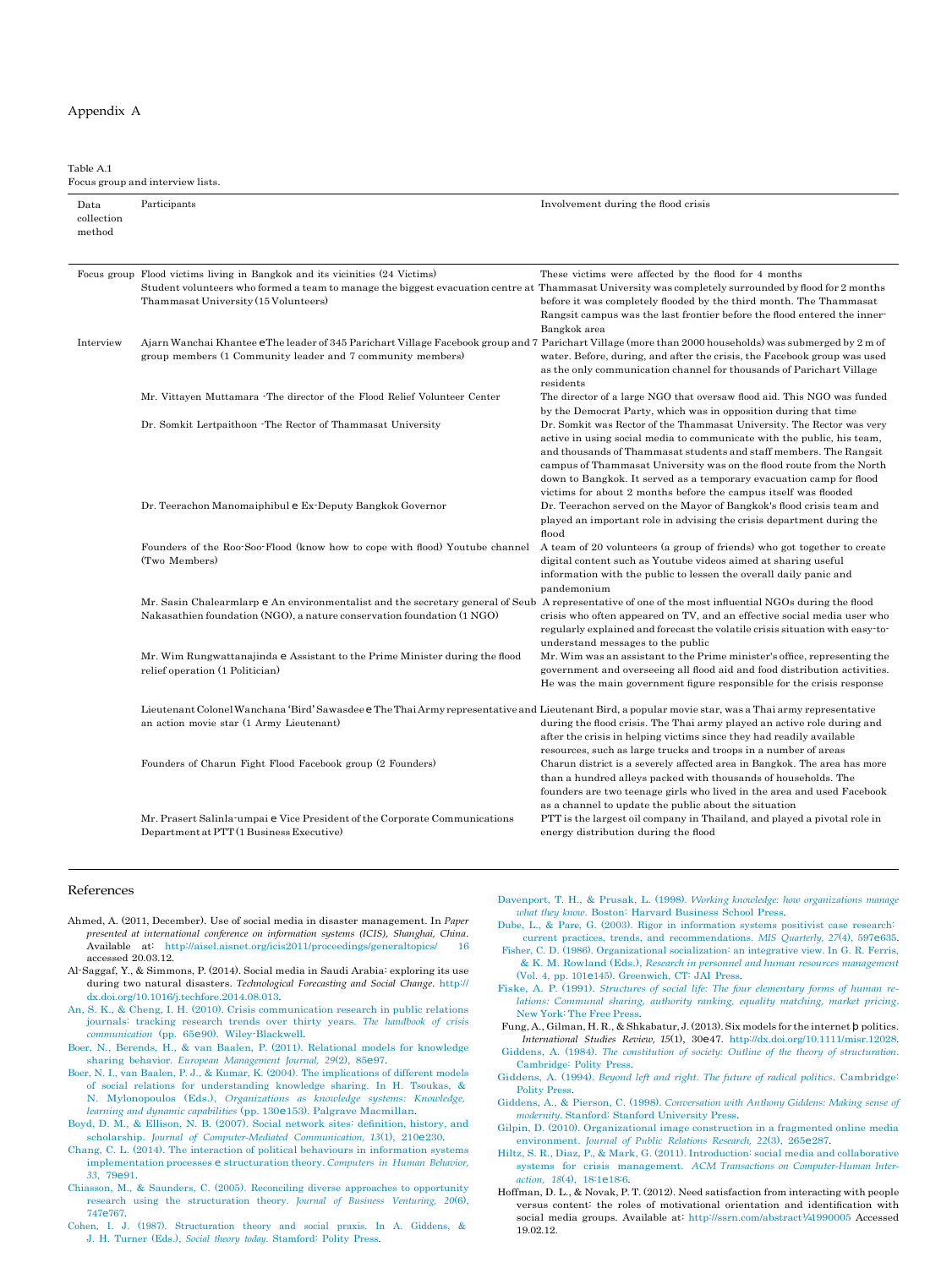## Appendix A

Table A.1
Focus group and interview lists.

| Data collection method | Participants | Involvement during the flood crisis |
|---|---|---|
| Focus group | Flood victims living in Bangkok and its vicinities (24 Victims)<br>Student volunteers who formed a team to manage the biggest evacuation centre at Thammasat University (15 Volunteers) | These victims were affected by the flood for 4 months<br>Thammasat University was completely surrounded by flood for 2 months before it was completely flooded by the third month. The Thammasat Rangsit campus was the last frontier before the flood entered the inner-Bangkok area |
| Interview | Ajarn Wanchai Khantee – The leader of 345 Parichart Village Facebook group and 7 group members (1 Community leader and 7 community members) | Parichart Village (more than 2000 households) was submerged by 2 m of water. Before, during, and after the crisis, the Facebook group was used as the only communication channel for thousands of Parichart Village residents |
| | Mr. Vittayen Muttamara -The director of the Flood Relief Volunteer Center | The director of a large NGO that oversaw flood aid. This NGO was funded by the Democrat Party, which was in opposition during that time |
| | Dr. Somkit Lertpaithoon -The Rector of Thammasat University | Dr. Somkit was Rector of the Thammasat University. The Rector was very active in using social media to communicate with the public, his team, and thousands of Thammasat students and staff members. The Rangsit campus of Thammasat University was on the flood route from the North down to Bangkok. It served as a temporary evacuation camp for flood victims for about 2 months before the campus itself was flooded |
| | Dr. Teerachon Manomaiphibul – Ex-Deputy Bangkok Governor | Dr. Teerachon served on the Mayor of Bangkok's flood crisis team and played an important role in advising the crisis department during the flood |
| | Founders of the Roo-Soo-Flood (know how to cope with flood) Youtube channel (Two Members) | A team of 20 volunteers (a group of friends) who got together to create digital content such as Youtube videos aimed at sharing useful information with the public to lessen the overall daily panic and pandemonium |
| | Mr. Sasin Chalearmlarp – An environmentalist and the secretary general of Seub Nakasathien foundation (NGO), a nature conservation foundation (1 NGO) | A representative of one of the most influential NGOs during the flood crisis who often appeared on TV, and an effective social media user who regularly explained and forecast the volatile crisis situation with easy-to-understand messages to the public |
| | Mr. Wim Rungwattanajinda – Assistant to the Prime Minister during the flood relief operation (1 Politician) | Mr. Wim was an assistant to the Prime minister's office, representing the government and overseeing all flood aid and food distribution activities. He was the main government figure responsible for the crisis response |
| | Lieutenant Colonel Wanchana 'Bird' Sawasdee – The Thai Army representative and an action movie star (1 Army Lieutenant) | Lieutenant Bird, a popular movie star, was a Thai army representative during the flood crisis. The Thai army played an active role during and after the crisis in helping victims since they had readily available resources, such as large trucks and troops in a number of areas |
| | Founders of Charun Fight Flood Facebook group (2 Founders) | Charun district is a severely affected area in Bangkok. The area has more than a hundred alleys packed with thousands of households. The founders are two teenage girls who lived in the area and used Facebook as a channel to update the public about the situation |
| | Mr. Prasert Salinla-umpai – Vice President of the Corporate Communications Department at PTT (1 Business Executive) | PTT is the largest oil company in Thailand, and played a pivotal role in energy distribution during the flood |

## References

Ahmed, A. (2011, December). Use of social media in disaster management. In *Paper presented at international conference on information systems (ICIS), Shanghai, China*. Available at: http://aisel.aisnet.org/icis2011/proceedings/generaltopics/ 16 accessed 20.03.12.

Al-Saggaf, Y., & Simmons, P. (2014). Social media in Saudi Arabia: exploring its use during two natural disasters. *Technological Forecasting and Social Change*. http://dx.doi.org/10.1016/j.techfore.2014.08.013.

An, S. K., & Cheng, I. H. (2010). Crisis communication research in public relations journals: tracking research trends over thirty years. *The handbook of crisis communication* (pp. 65–90). Wiley-Blackwell.

Boer, N., Berends, H., & van Baalen, P. (2011). Relational models for knowledge sharing behavior. *European Management Journal, 29*(2), 85–97.

Boer, N. I., van Baalen, P. J., & Kumar, K. (2004). The implications of different models of social relations for understanding knowledge sharing. In H. Tsoukas, & N. Mylonopoulos (Eds.), *Organizations as knowledge systems: Knowledge, learning and dynamic capabilities* (pp. 130–153). Palgrave Macmillan.

Boyd, D. M., & Ellison, N. B. (2007). Social network sites: definition, history, and scholarship. *Journal of Computer-Mediated Communication, 13*(1), 210–230.

Chang, C. L. (2014). The interaction of political behaviours in information systems implementation processes – structuration theory. *Computers in Human Behavior, 33*, 79–91.

Chiasson, M., & Saunders, C. (2005). Reconciling diverse approaches to opportunity research using the structuration theory. *Journal of Business Venturing, 20*(6), 747–767.

Cohen, I. J. (1987). Structuration theory and social praxis. In A. Giddens, & J. H. Turner (Eds.), *Social theory today*. Stamford: Polity Press.

Davenport, T. H., & Prusak, L. (1998). *Working knowledge: how organizations manage what they know*. Boston: Harvard Business School Press.

Dube, L., & Pare, G. (2003). Rigor in information systems positivist case research: current practices, trends, and recommendations. *MIS Quarterly, 27*(4), 597–635.

Fisher, C. D. (1986). Organizational socialization: an integrative view. In G. R. Ferris, & K. M. Rowland (Eds.), *Research in personnel and human resources management* (Vol. 4, pp. 101–145). Greenwich, CT: JAI Press.

Fiske, A. P. (1991). *Structures of social life: The four elementary forms of human relations: Communal sharing, authority ranking, equality matching, market pricing*. New York: The Free Press.

Fung, A., Gilman, H. R., & Shkabatur, J. (2013). Six models for the internet + politics. *International Studies Review, 15*(1), 30–47. http://dx.doi.org/10.1111/misr.12028.

Giddens, A. (1984). *The constitution of society: Outline of the theory of structuration*. Cambridge: Polity Press.

Giddens, A. (1994). *Beyond left and right. The future of radical politics*. Cambridge: Polity Press.

Giddens, A., & Pierson, C. (1998). *Conversation with Anthony Giddens: Making sense of modernity*. Stanford: Stanford University Press.

Gilpin, D. (2010). Organizational image construction in a fragmented online media environment. *Journal of Public Relations Research, 22*(3), 265–287.

Hiltz, S. R., Diaz, P., & Mark, G. (2011). Introduction: social media and collaborative systems for crisis management. *ACM Transactions on Computer-Human Interaction, 18*(4), 18:1–18:6.

Hoffman, D. L., & Novak, P. T. (2012). Need satisfaction from interacting with people versus content: the roles of motivational orientation and identification with social media groups. Available at: http://ssrn.com/abstract¼1990005 Accessed 19.02.12.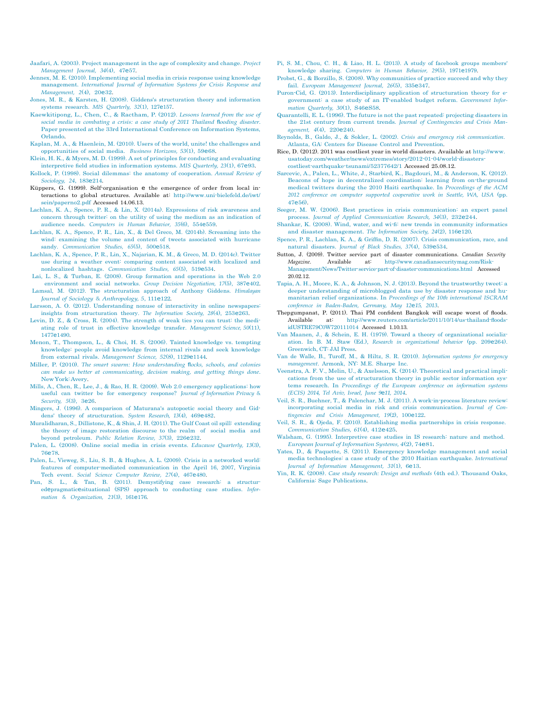Jaafari, A. (2003). Project management in the age of complexity and change. *Project Management Journal, 34*(4), 47e57.

Jennex, M. E. (2010). Implementing social media in crisis response using knowledge management. *International Journal of Information Systems for Crisis Response and Management, 2*(4), 20e32.

Jones, M. R., & Karsten, H. (2008). Giddens's structuration theory and information systems research. *MIS Quarterly, 32*(1), 127e157.

Kaewkitipong, L., Chen, C., & Ractham, P. (2012). *Lessons learned from the use of social media in combating a crisis: a case study of 2011 Thailand flooding disaster*. Paper presented at the 33rd International Conference on Information Systems, Orlando.

Kaplan, M. A., & Haenlein, M. (2010). Users of the world, unite! the challenges and opportunities of social media. *Business Horizons, 53*(1), 59e68.

Klein, H. K., & Myers, M. D. (1999). A set of principles for conducting and evaluating interpretive field studies in information systems. *MIS Quarterly, 23*(1), 67e93.

Kollock, P. (1998). Social dilemmas: the anatomy of cooperation. *Annual Review of Sociology, 24*, 183e214.

Küppers, G. (1999). Self-organisation e the emergence of order from local interactions to global structures. Available at: http://www.uni-bielefeld.de/iwt/sein/paperno2.pdf Accessed 14.06.13.

Lachlan, K. A., Spence, P. R., & Lin, X. (2014a). Expressions of risk awareness and concern through twitter: on the utility of using the medium as an indication of audience needs. *Computers in Human Behavior, 35*(6), 554e559.

Lachlan, K. A., Spence, P. R., Lin, X., & Del Greco, M. (2014b). Screaming into the wind: examining the volume and content of tweets associated with hurricane sandy. *Communication Studies, 65*(5), 500e518.

Lachlan, K. A., Spence, P. R., Lin, X., Najarian, K. M., & Greco, M. D. (2014c). Twitter use during a weather event: comparing content associated with localized and nonlocalized hashtags. *Communication Studies, 65*(5), 519e534.

Lai, L. S., & Turban, E. (2008). Group formation and operations in the Web 2.0 environment and social networks. *Group Decision Negotiation, 17*(5), 387e402.

Lamsal, M. (2012). The structuration approach of Anthony Giddens. *Himalayan Journal of Sociology & Anthropology, 5*, 111e122.

Larsson, A. O. (2012). Understanding nonuse of interactivity in online newspapers: insights from structuration theory. *The Information Society, 28*(4), 253e263.

Levin, D. Z., & Cross, R. (2004). The strength of weak ties you can trust: the mediating role of trust in effective knowledge transfer. *Management Science, 50*(11), 1477e1490.

Menon, T., Thompson, L., & Choi, H. S. (2006). Tainted knowledge vs. tempting knowledge: people avoid knowledge from internal rivals and seek knowledge from external rivals. *Management Science, 52*(8), 1129e1144.

Miller, P. (2010). *The smart swarm: How understanding flocks, schools, and colonies can make us better at communicating, decision making, and getting things done*. New York: Avery.

Mills, A., Chen, R., Lee, J., & Rao, H. R. (2009). Web 2.0 emergency applications: how useful can twitter be for emergency response? *Journal of Information Privacy & Security, 5*(3), 3e26.

Mingers, J. (1996). A comparison of Maturana's autopoetic social theory and Giddens' theory of structuration. *System Research, 13*(4), 469e482.

Muralidharan, S., Dillistone, K., & Shin, J. H. (2011). The Gulf Coast oil spill: extending the theory of image restoration discourse to the realm of social media and beyond petroleum. *Public Relation Review, 37*(3), 226e232.

Palen, L. (2008). Online social media in crisis events. *Educause Quarterly, 13*(3), 76e78.

Palen, L., Vieweg, S., Liu, S. B., & Hughes, A. L. (2009). Crisis in a networked world: features of computer-mediated communication in the April 16, 2007, Virginia Tech event. *Social Science Computer Review, 27*(4), 467e480.

Pan, S. L., & Tan, B. (2011). Demystifying case research: a structured-pragmatic-situational (SPS) approach to conducting case studies. *Information & Organization, 21*(3), 161e176.

Pi, S. M., Chou, C. H., & Liao, H. L. (2013). A study of facebook groups members' knowledge sharing. *Computers in Human Behavior, 29*(5), 1971e1979.

Probst, G., & Borzillo, S. (2008). Why communities of practice succeed and why they fail. *European Management Journal, 26*(5), 335e347.

Puron-Cid, G. (2013). Interdisciplinary application of structuration theory for e-government: a case study of an IT-enabled budget reform. *Government Information Quarterly, 30*(1), S46eS58.

Quarantelli, E. L. (1996). The future is not the past repeated: projecting disasters in the 21st century from current trends. *Journal of Contingencies and Crisis Management, 4*(4), 220e240.

Reynolds, B., Galdo, J., & Sokler, L. (2002). *Crisis and emergency risk communication*. Atlanta, GA: Centers for Disease Control and Prevention.

Rice, D. (2012). 2011 was costliest year in world disasters. Available at http://www.usatoday.com/weather/news/extremes/story/2012-01-04/world-disasters-costliest-earthquake-tsunami/52377642/1 Accessed 25.08.12.

Sarcevic, A., Palen, L., White, J., Starbird, K., Bagdouri, M., & Anderson, K. (2012). Beacons of hope in decentralized coordination: learning from on-the-ground medical twitters during the 2010 Haiti earthquake. In *Proceedings of the ACM 2012 conference on computer supported cooperative work in Seattle, WA, USA* (pp. 47e56).

Seeger, M. W. (2006). Best practices in crisis communication: an expert panel process. *Journal of Applied Communication Research, 34*(3), 232e244.

Shankar, K. (2008). Wind, water, and wi-fi: new trends in community informatics and disaster management. *The Information Society, 24*(2), 116e120.

Spence, P. R., Lachlan, K. A., & Griffin, D. R. (2007). Crisis communication, race, and natural disasters. *Journal of Black Studies, 37*(4), 539e534.

Sutton, J. (2009). Twitter service part of disaster communications. *Canadian Security Magazine*. Available at: http://www.canadiansecuritymag.com/Risk-Management/News/Twitter-service-part-of-disaster-communications.html Accessed 20.02.12.

Tapia, A. H., Moore, K. A., & Johnson, N. J. (2013). Beyond the trustworthy tweet: a deeper understanding of microblogged data use by disaster response and humanitarian relief organizations. In *Proceedings of the 10th international ISCRAM conference in Baden-Baden, Germany, May 12e15, 2013*.

Thepgumpanat, P. (2011). Thai PM confident Bangkok will escape worst of floods. Available at: http://www.reuters.com/article/2011/10/14/us-thailand-floods-idUSTRE79C0W720111014 Accessed 1.10.13.

Van Maanen, J., & Schein, E. H. (1979). Toward a theory of organizational socialization. In B. M. Staw (Ed.), *Research in organizational behavior* (pp. 209e264). Greenwich, CT: JAI Press.

Van de Walle, B., Turoff, M., & Hiltz, S. R. (2010). *Information systems for emergency management*. Armonk, NY: M.E. Sharpe Inc.

Veenstra, A. F. V., Melin, U., & Axelsson, K. (2014). Theoretical and practical implications from the use of structuration theory in public sector information systems research. In *Proceedings of the European conference on information systems (ECIS) 2014, Tel Aviv, Israel, June 9e11, 2014*.

Veil, S. R., Buehner, T., & Palenchar, M. J. (2011). A work-in-process literature review: incorporating social media in risk and crisis communication. *Journal of Contingencies and Crisis Management, 19*(2), 100e122.

Veil, S. R., & Ojeda, F. (2010). Establishing media partnerships in crisis response. *Communication Studies, 61*(4), 412e425.

Walsham, G. (1995). Interpretive case studies in IS research: nature and method. *European Journal of Information Systems, 4*(2), 74e81.

Yates, D., & Paquette, S. (2011). Emergency knowledge management and social media technologies: a case study of the 2010 Haitian earthquake. *International Journal of Information Management, 31*(1), 6e13.

Yin, R. K. (2008). *Case study research: Design and methods* (4th ed.). Thousand Oaks, California: Sage Publications.